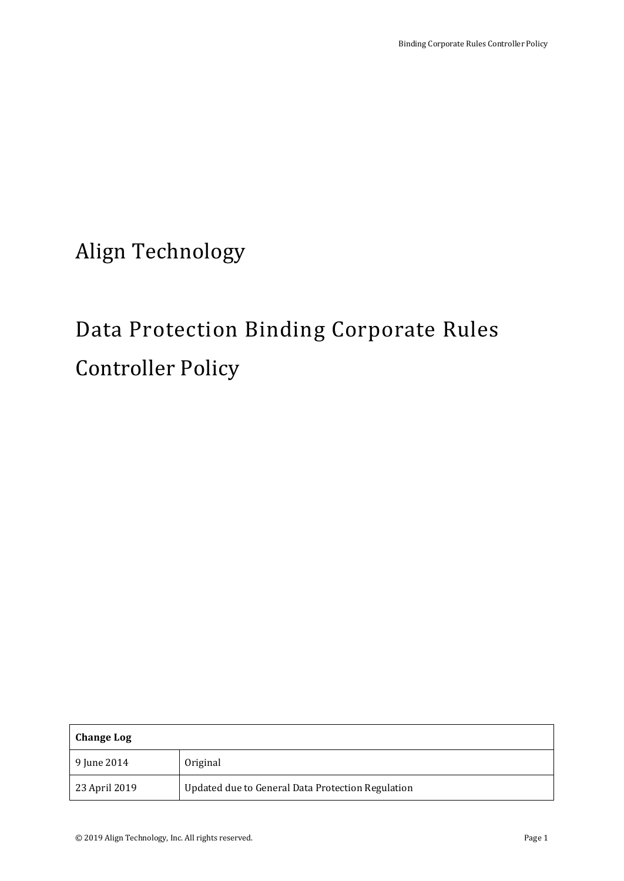# Align Technology

# Data Protection Binding Corporate Rules Controller Policy

| Change Log | |
|---|---|
| 9 June 2014 | Original |
| 23 April 2019 | Updated due to General Data Protection Regulation |

© 2019 Align Technology, Inc. All rights reserved.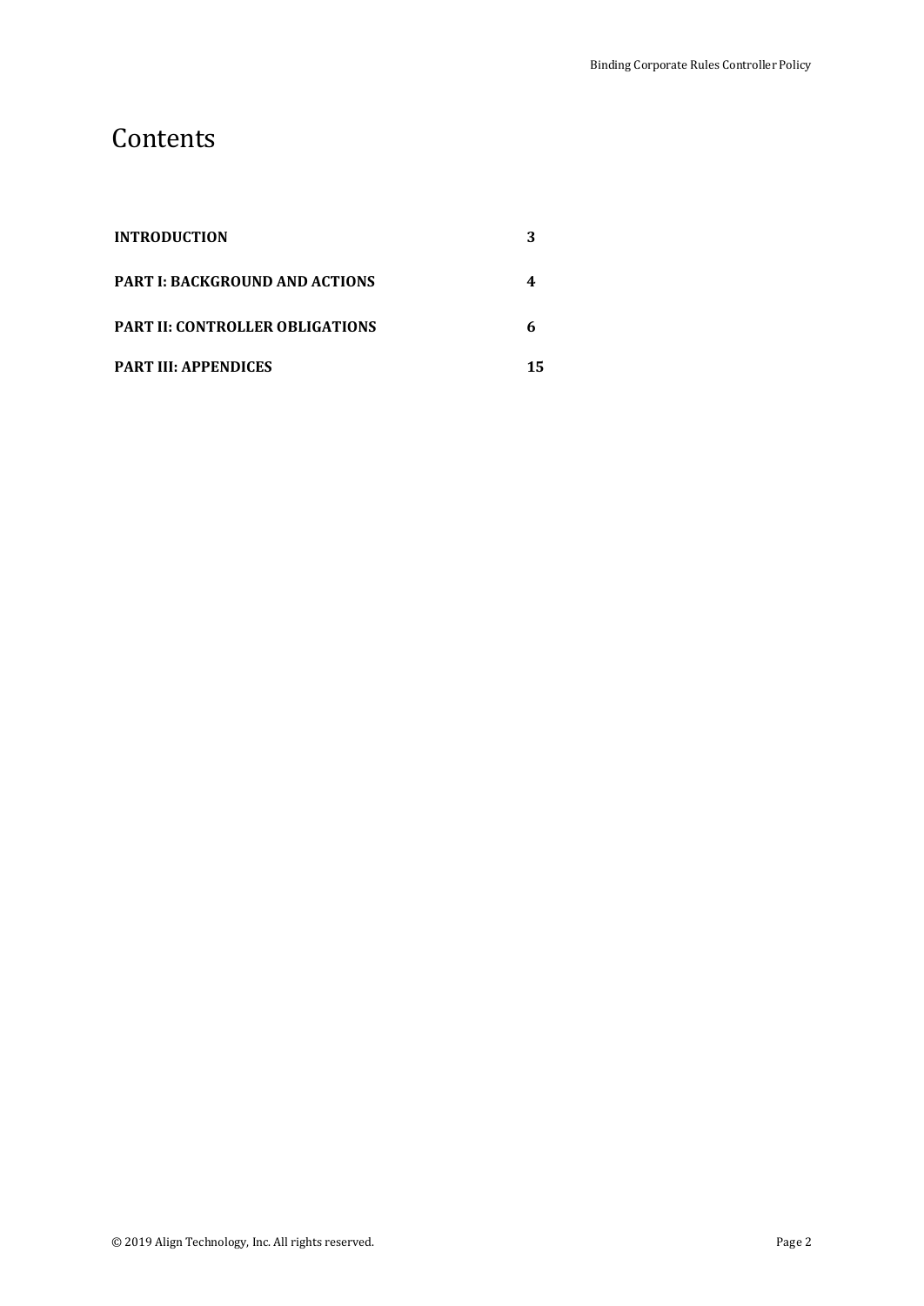# Contents

| | |
|---|---|
| **INTRODUCTION** | **3** |
| **PART I: BACKGROUND AND ACTIONS** | **4** |
| **PART II: CONTROLLER OBLIGATIONS** | **6** |
| **PART III: APPENDICES** | **15** |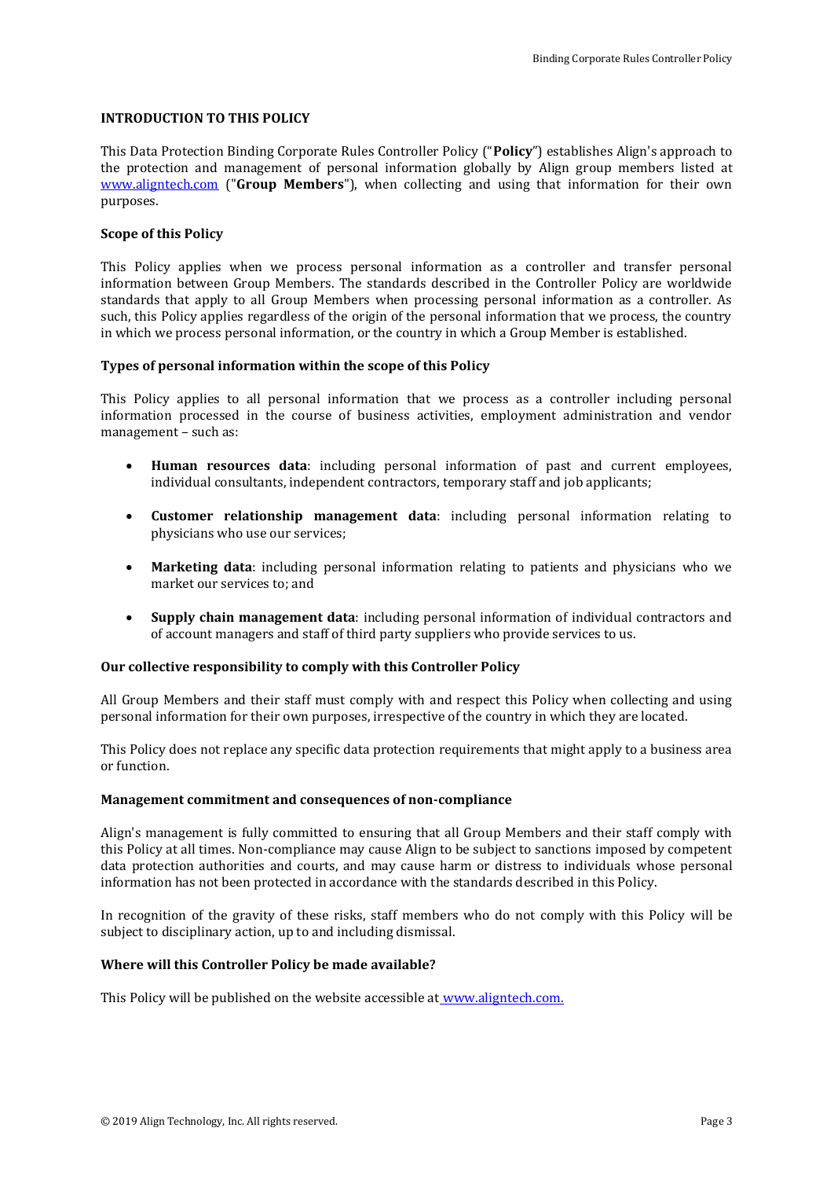## INTRODUCTION TO THIS POLICY

This Data Protection Binding Corporate Rules Controller Policy ("**Policy**") establishes Align's approach to the protection and management of personal information globally by Align group members listed at [www.aligntech.com](www.aligntech.com) ("**Group Members**"), when collecting and using that information for their own purposes.

### Scope of this Policy

This Policy applies when we process personal information as a controller and transfer personal information between Group Members. The standards described in the Controller Policy are worldwide standards that apply to all Group Members when processing personal information as a controller. As such, this Policy applies regardless of the origin of the personal information that we process, the country in which we process personal information, or the country in which a Group Member is established.

### Types of personal information within the scope of this Policy

This Policy applies to all personal information that we process as a controller including personal information processed in the course of business activities, employment administration and vendor management – such as:

- **Human resources data**: including personal information of past and current employees, individual consultants, independent contractors, temporary staff and job applicants;
- **Customer relationship management data**: including personal information relating to physicians who use our services;
- **Marketing data**: including personal information relating to patients and physicians who we market our services to; and
- **Supply chain management data**: including personal information of individual contractors and of account managers and staff of third party suppliers who provide services to us.

### Our collective responsibility to comply with this Controller Policy

All Group Members and their staff must comply with and respect this Policy when collecting and using personal information for their own purposes, irrespective of the country in which they are located.

This Policy does not replace any specific data protection requirements that might apply to a business area or function.

### Management commitment and consequences of non-compliance

Align's management is fully committed to ensuring that all Group Members and their staff comply with this Policy at all times. Non-compliance may cause Align to be subject to sanctions imposed by competent data protection authorities and courts, and may cause harm or distress to individuals whose personal information has not been protected in accordance with the standards described in this Policy.

In recognition of the gravity of these risks, staff members who do not comply with this Policy will be subject to disciplinary action, up to and including dismissal.

### Where will this Controller Policy be made available?

This Policy will be published on the website accessible at [www.aligntech.com.](www.aligntech.com)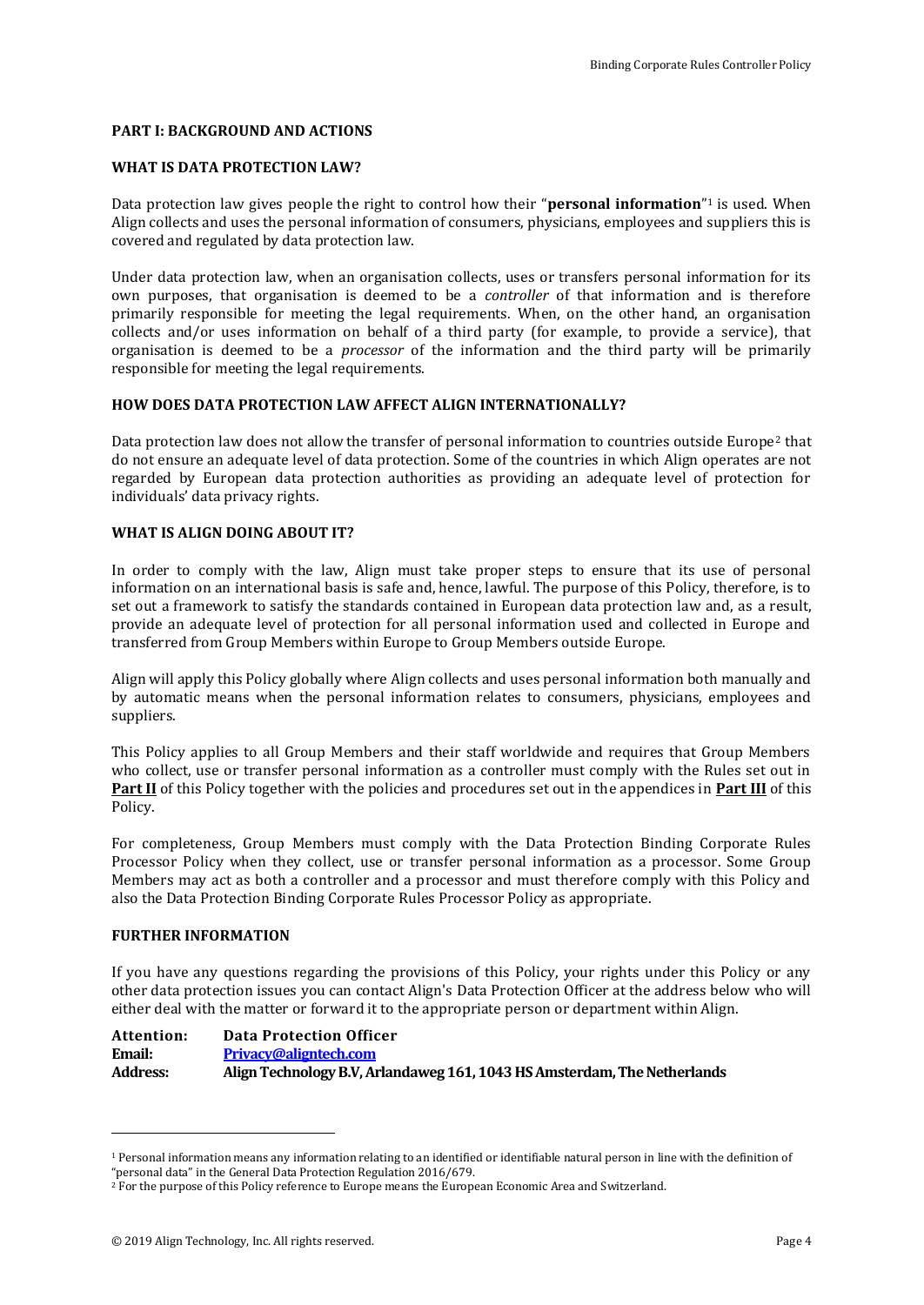## PART I: BACKGROUND AND ACTIONS

### WHAT IS DATA PROTECTION LAW?

Data protection law gives people the right to control how their "**personal information**"[1] is used. When Align collects and uses the personal information of consumers, physicians, employees and suppliers this is covered and regulated by data protection law.

Under data protection law, when an organisation collects, uses or transfers personal information for its own purposes, that organisation is deemed to be a *controller* of that information and is therefore primarily responsible for meeting the legal requirements. When, on the other hand, an organisation collects and/or uses information on behalf of a third party (for example, to provide a service), that organisation is deemed to be a *processor* of the information and the third party will be primarily responsible for meeting the legal requirements.

### HOW DOES DATA PROTECTION LAW AFFECT ALIGN INTERNATIONALLY?

Data protection law does not allow the transfer of personal information to countries outside Europe[2] that do not ensure an adequate level of data protection. Some of the countries in which Align operates are not regarded by European data protection authorities as providing an adequate level of protection for individuals' data privacy rights.

### WHAT IS ALIGN DOING ABOUT IT?

In order to comply with the law, Align must take proper steps to ensure that its use of personal information on an international basis is safe and, hence, lawful. The purpose of this Policy, therefore, is to set out a framework to satisfy the standards contained in European data protection law and, as a result, provide an adequate level of protection for all personal information used and collected in Europe and transferred from Group Members within Europe to Group Members outside Europe.

Align will apply this Policy globally where Align collects and uses personal information both manually and by automatic means when the personal information relates to consumers, physicians, employees and suppliers.

This Policy applies to all Group Members and their staff worldwide and requires that Group Members who collect, use or transfer personal information as a controller must comply with the Rules set out in **Part II** of this Policy together with the policies and procedures set out in the appendices in **Part III** of this Policy.

For completeness, Group Members must comply with the Data Protection Binding Corporate Rules Processor Policy when they collect, use or transfer personal information as a processor. Some Group Members may act as both a controller and a processor and must therefore comply with this Policy and also the Data Protection Binding Corporate Rules Processor Policy as appropriate.

### FURTHER INFORMATION

If you have any questions regarding the provisions of this Policy, your rights under this Policy or any other data protection issues you can contact Align's Data Protection Officer at the address below who will either deal with the matter or forward it to the appropriate person or department within Align.

**Attention:** **Data Protection Officer**
**Email:** **Privacy@aligntech.com**
**Address:** **Align Technology B.V, Arlandaweg 161, 1043 HS Amsterdam, The Netherlands**

---

[1] Personal information means any information relating to an identified or identifiable natural person in line with the definition of "personal data" in the General Data Protection Regulation 2016/679.

[2] For the purpose of this Policy reference to Europe means the European Economic Area and Switzerland.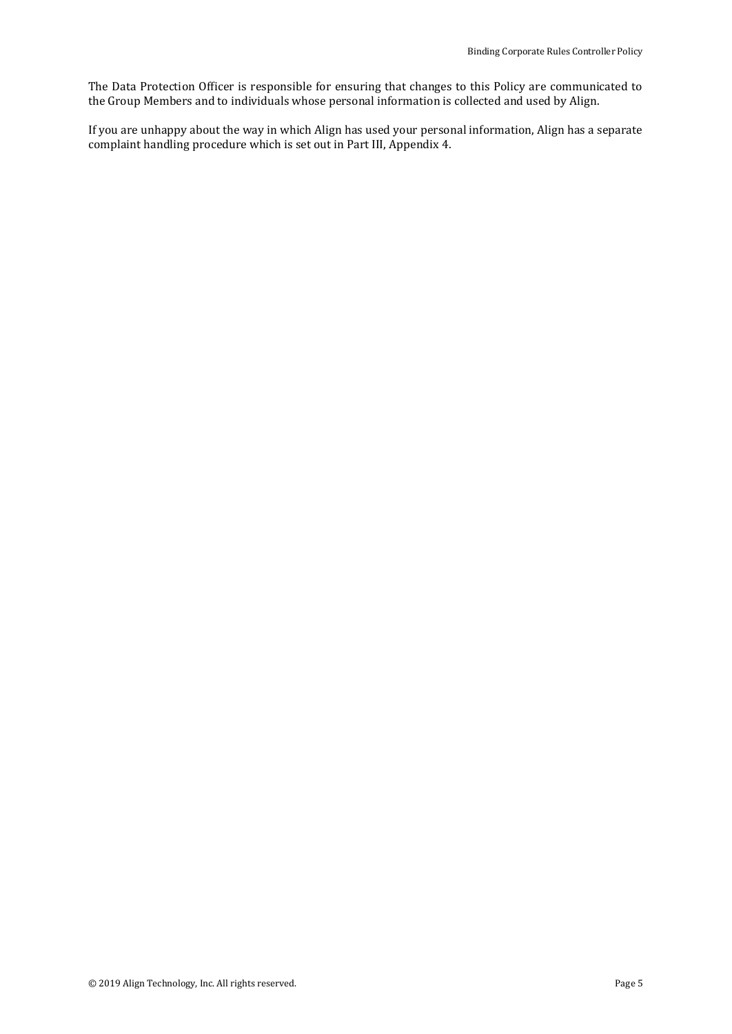The Data Protection Officer is responsible for ensuring that changes to this Policy are communicated to the Group Members and to individuals whose personal information is collected and used by Align.

If you are unhappy about the way in which Align has used your personal information, Align has a separate complaint handling procedure which is set out in Part III, Appendix 4.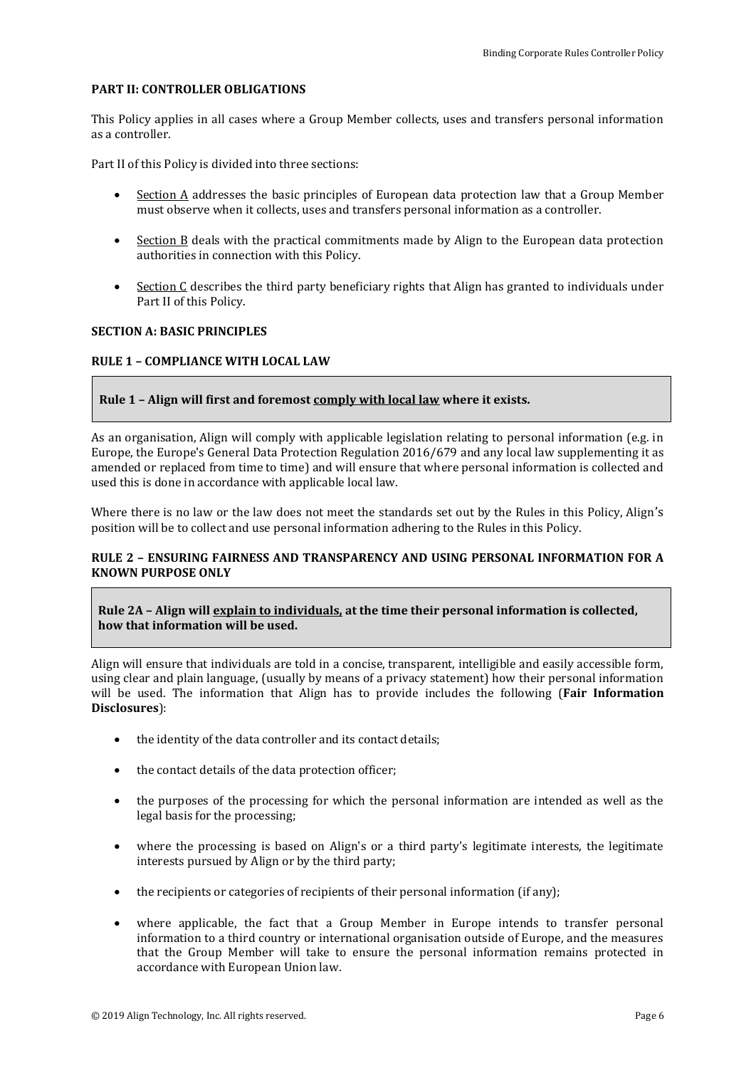**PART II: CONTROLLER OBLIGATIONS**

This Policy applies in all cases where a Group Member collects, uses and transfers personal information as a controller.

Part II of this Policy is divided into three sections:

- Section A addresses the basic principles of European data protection law that a Group Member must observe when it collects, uses and transfers personal information as a controller.
- Section B deals with the practical commitments made by Align to the European data protection authorities in connection with this Policy.
- Section C describes the third party beneficiary rights that Align has granted to individuals under Part II of this Policy.

**SECTION A: BASIC PRINCIPLES**

**RULE 1 – COMPLIANCE WITH LOCAL LAW**

**Rule 1 – Align will first and foremost comply with local law where it exists.**

As an organisation, Align will comply with applicable legislation relating to personal information (e.g. in Europe, the Europe's General Data Protection Regulation 2016/679 and any local law supplementing it as amended or replaced from time to time) and will ensure that where personal information is collected and used this is done in accordance with applicable local law.

Where there is no law or the law does not meet the standards set out by the Rules in this Policy, Align's position will be to collect and use personal information adhering to the Rules in this Policy.

**RULE 2 – ENSURING FAIRNESS AND TRANSPARENCY AND USING PERSONAL INFORMATION FOR A KNOWN PURPOSE ONLY**

**Rule 2A – Align will explain to individuals, at the time their personal information is collected, how that information will be used.**

Align will ensure that individuals are told in a concise, transparent, intelligible and easily accessible form, using clear and plain language, (usually by means of a privacy statement) how their personal information will be used. The information that Align has to provide includes the following (**Fair Information Disclosures**):

- the identity of the data controller and its contact details;
- the contact details of the data protection officer;
- the purposes of the processing for which the personal information are intended as well as the legal basis for the processing;
- where the processing is based on Align's or a third party's legitimate interests, the legitimate interests pursued by Align or by the third party;
- the recipients or categories of recipients of their personal information (if any);
- where applicable, the fact that a Group Member in Europe intends to transfer personal information to a third country or international organisation outside of Europe, and the measures that the Group Member will take to ensure the personal information remains protected in accordance with European Union law.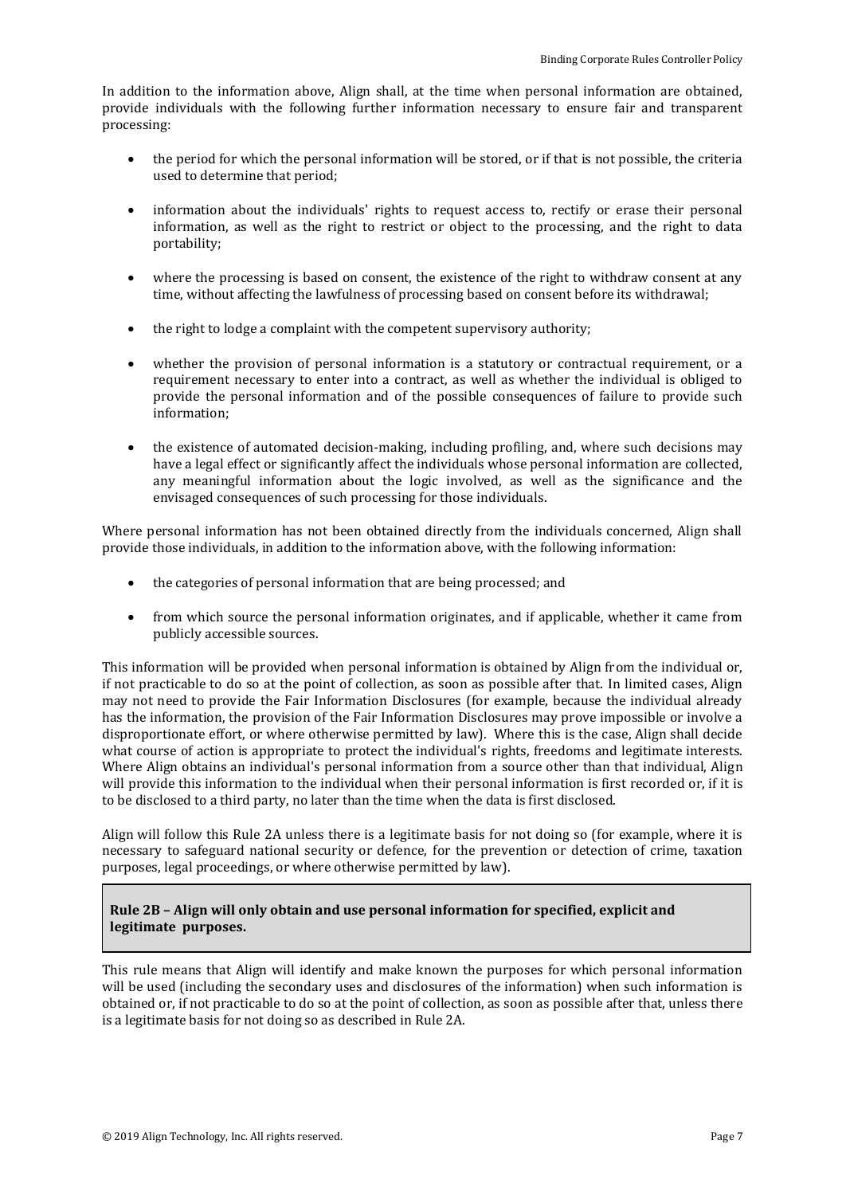In addition to the information above, Align shall, at the time when personal information are obtained, provide individuals with the following further information necessary to ensure fair and transparent processing:

- the period for which the personal information will be stored, or if that is not possible, the criteria used to determine that period;
- information about the individuals' rights to request access to, rectify or erase their personal information, as well as the right to restrict or object to the processing, and the right to data portability;
- where the processing is based on consent, the existence of the right to withdraw consent at any time, without affecting the lawfulness of processing based on consent before its withdrawal;
- the right to lodge a complaint with the competent supervisory authority;
- whether the provision of personal information is a statutory or contractual requirement, or a requirement necessary to enter into a contract, as well as whether the individual is obliged to provide the personal information and of the possible consequences of failure to provide such information;
- the existence of automated decision-making, including profiling, and, where such decisions may have a legal effect or significantly affect the individuals whose personal information are collected, any meaningful information about the logic involved, as well as the significance and the envisaged consequences of such processing for those individuals.

Where personal information has not been obtained directly from the individuals concerned, Align shall provide those individuals, in addition to the information above, with the following information:

- the categories of personal information that are being processed; and
- from which source the personal information originates, and if applicable, whether it came from publicly accessible sources.

This information will be provided when personal information is obtained by Align from the individual or, if not practicable to do so at the point of collection, as soon as possible after that. In limited cases, Align may not need to provide the Fair Information Disclosures (for example, because the individual already has the information, the provision of the Fair Information Disclosures may prove impossible or involve a disproportionate effort, or where otherwise permitted by law). Where this is the case, Align shall decide what course of action is appropriate to protect the individual's rights, freedoms and legitimate interests. Where Align obtains an individual's personal information from a source other than that individual, Align will provide this information to the individual when their personal information is first recorded or, if it is to be disclosed to a third party, no later than the time when the data is first disclosed.

Align will follow this Rule 2A unless there is a legitimate basis for not doing so (for example, where it is necessary to safeguard national security or defence, for the prevention or detection of crime, taxation purposes, legal proceedings, or where otherwise permitted by law).

**Rule 2B – Align will only obtain and use personal information for specified, explicit and legitimate purposes.**

This rule means that Align will identify and make known the purposes for which personal information will be used (including the secondary uses and disclosures of the information) when such information is obtained or, if not practicable to do so at the point of collection, as soon as possible after that, unless there is a legitimate basis for not doing so as described in Rule 2A.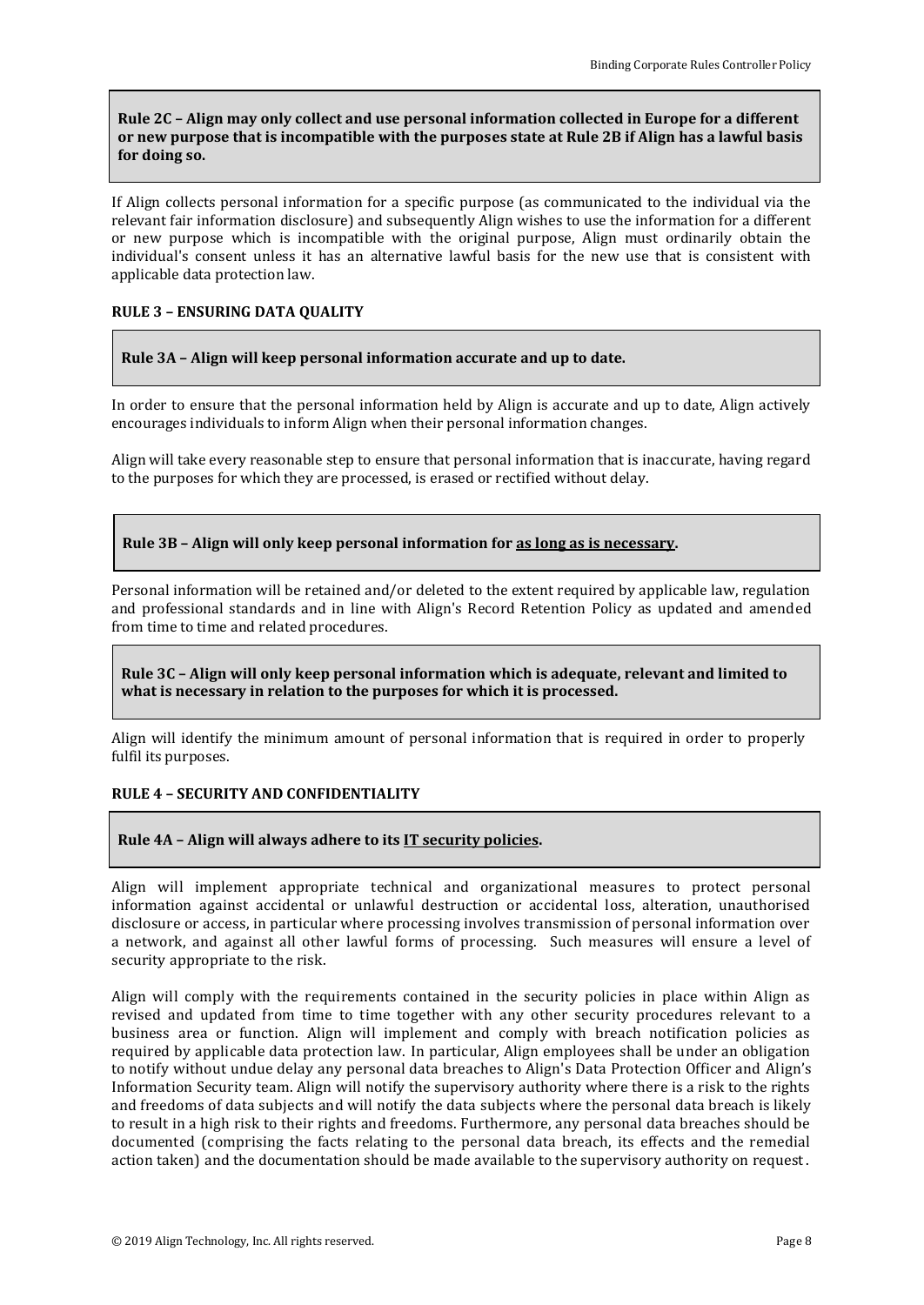**Rule 2C – Align may only collect and use personal information collected in Europe for a different or new purpose that is incompatible with the purposes state at Rule 2B if Align has a lawful basis for doing so.**

If Align collects personal information for a specific purpose (as communicated to the individual via the relevant fair information disclosure) and subsequently Align wishes to use the information for a different or new purpose which is incompatible with the original purpose, Align must ordinarily obtain the individual's consent unless it has an alternative lawful basis for the new use that is consistent with applicable data protection law.

### RULE 3 – ENSURING DATA QUALITY

**Rule 3A – Align will keep personal information accurate and up to date.**

In order to ensure that the personal information held by Align is accurate and up to date, Align actively encourages individuals to inform Align when their personal information changes.

Align will take every reasonable step to ensure that personal information that is inaccurate, having regard to the purposes for which they are processed, is erased or rectified without delay.

**Rule 3B – Align will only keep personal information for as long as is necessary.**

Personal information will be retained and/or deleted to the extent required by applicable law, regulation and professional standards and in line with Align's Record Retention Policy as updated and amended from time to time and related procedures.

**Rule 3C – Align will only keep personal information which is adequate, relevant and limited to what is necessary in relation to the purposes for which it is processed.**

Align will identify the minimum amount of personal information that is required in order to properly fulfil its purposes.

### RULE 4 – SECURITY AND CONFIDENTIALITY

**Rule 4A – Align will always adhere to its IT security policies.**

Align will implement appropriate technical and organizational measures to protect personal information against accidental or unlawful destruction or accidental loss, alteration, unauthorised disclosure or access, in particular where processing involves transmission of personal information over a network, and against all other lawful forms of processing. Such measures will ensure a level of security appropriate to the risk.

Align will comply with the requirements contained in the security policies in place within Align as revised and updated from time to time together with any other security procedures relevant to a business area or function. Align will implement and comply with breach notification policies as required by applicable data protection law. In particular, Align employees shall be under an obligation to notify without undue delay any personal data breaches to Align's Data Protection Officer and Align's Information Security team. Align will notify the supervisory authority where there is a risk to the rights and freedoms of data subjects and will notify the data subjects where the personal data breach is likely to result in a high risk to their rights and freedoms. Furthermore, any personal data breaches should be documented (comprising the facts relating to the personal data breach, its effects and the remedial action taken) and the documentation should be made available to the supervisory authority on request.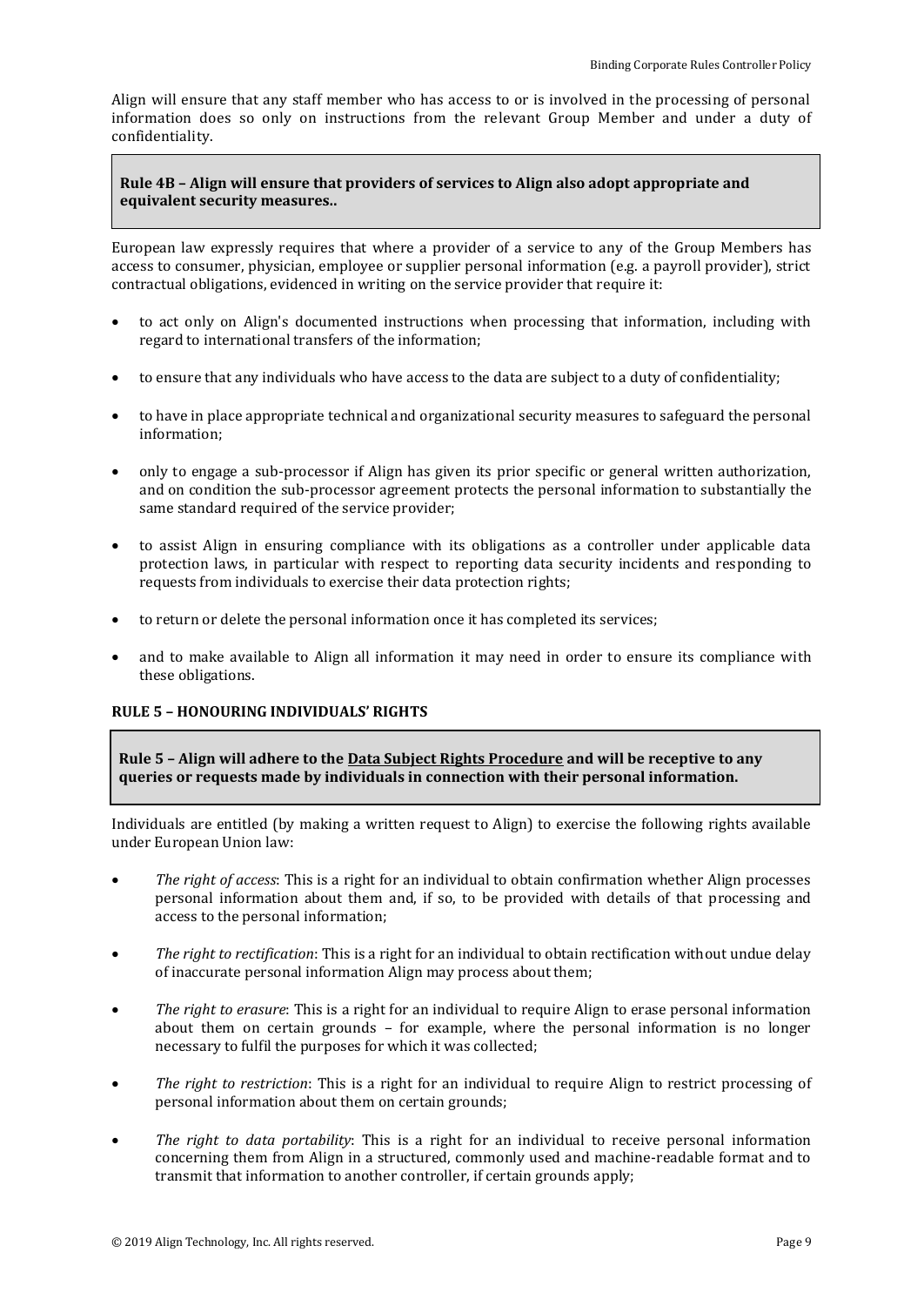Align will ensure that any staff member who has access to or is involved in the processing of personal information does so only on instructions from the relevant Group Member and under a duty of confidentiality.

**Rule 4B – Align will ensure that providers of services to Align also adopt appropriate and equivalent security measures..**

European law expressly requires that where a provider of a service to any of the Group Members has access to consumer, physician, employee or supplier personal information (e.g. a payroll provider), strict contractual obligations, evidenced in writing on the service provider that require it:

- to act only on Align's documented instructions when processing that information, including with regard to international transfers of the information;
- to ensure that any individuals who have access to the data are subject to a duty of confidentiality;
- to have in place appropriate technical and organizational security measures to safeguard the personal information;
- only to engage a sub-processor if Align has given its prior specific or general written authorization, and on condition the sub-processor agreement protects the personal information to substantially the same standard required of the service provider;
- to assist Align in ensuring compliance with its obligations as a controller under applicable data protection laws, in particular with respect to reporting data security incidents and responding to requests from individuals to exercise their data protection rights;
- to return or delete the personal information once it has completed its services;
- and to make available to Align all information it may need in order to ensure its compliance with these obligations.

**RULE 5 – HONOURING INDIVIDUALS' RIGHTS**

**Rule 5 – Align will adhere to the Data Subject Rights Procedure and will be receptive to any queries or requests made by individuals in connection with their personal information.**

Individuals are entitled (by making a written request to Align) to exercise the following rights available under European Union law:

- *The right of access*: This is a right for an individual to obtain confirmation whether Align processes personal information about them and, if so, to be provided with details of that processing and access to the personal information;
- *The right to rectification*: This is a right for an individual to obtain rectification without undue delay of inaccurate personal information Align may process about them;
- *The right to erasure*: This is a right for an individual to require Align to erase personal information about them on certain grounds – for example, where the personal information is no longer necessary to fulfil the purposes for which it was collected;
- *The right to restriction*: This is a right for an individual to require Align to restrict processing of personal information about them on certain grounds;
- *The right to data portability*: This is a right for an individual to receive personal information concerning them from Align in a structured, commonly used and machine-readable format and to transmit that information to another controller, if certain grounds apply;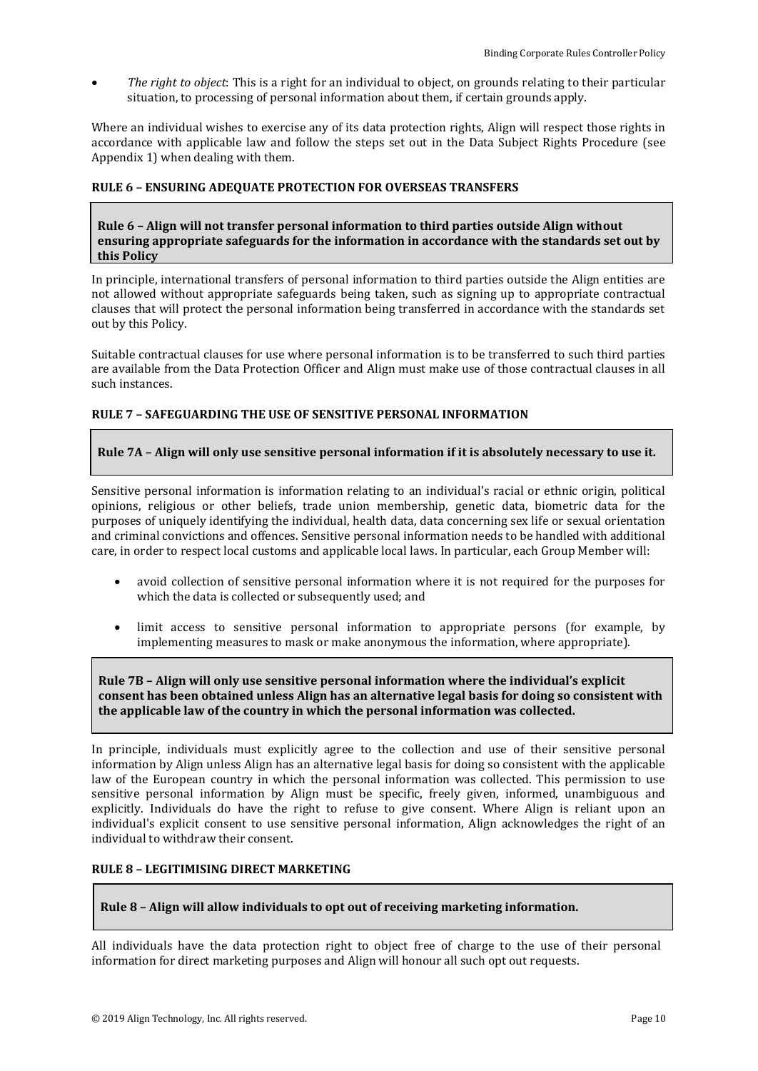- *The right to object*: This is a right for an individual to object, on grounds relating to their particular situation, to processing of personal information about them, if certain grounds apply.

Where an individual wishes to exercise any of its data protection rights, Align will respect those rights in accordance with applicable law and follow the steps set out in the Data Subject Rights Procedure (see Appendix 1) when dealing with them.

### RULE 6 – ENSURING ADEQUATE PROTECTION FOR OVERSEAS TRANSFERS

**Rule 6 – Align will not transfer personal information to third parties outside Align without ensuring appropriate safeguards for the information in accordance with the standards set out by this Policy**

In principle, international transfers of personal information to third parties outside the Align entities are not allowed without appropriate safeguards being taken, such as signing up to appropriate contractual clauses that will protect the personal information being transferred in accordance with the standards set out by this Policy.

Suitable contractual clauses for use where personal information is to be transferred to such third parties are available from the Data Protection Officer and Align must make use of those contractual clauses in all such instances.

### RULE 7 – SAFEGUARDING THE USE OF SENSITIVE PERSONAL INFORMATION

**Rule 7A – Align will only use sensitive personal information if it is absolutely necessary to use it.**

Sensitive personal information is information relating to an individual's racial or ethnic origin, political opinions, religious or other beliefs, trade union membership, genetic data, biometric data for the purposes of uniquely identifying the individual, health data, data concerning sex life or sexual orientation and criminal convictions and offences. Sensitive personal information needs to be handled with additional care, in order to respect local customs and applicable local laws. In particular, each Group Member will:

- avoid collection of sensitive personal information where it is not required for the purposes for which the data is collected or subsequently used; and
- limit access to sensitive personal information to appropriate persons (for example, by implementing measures to mask or make anonymous the information, where appropriate).

**Rule 7B – Align will only use sensitive personal information where the individual's explicit consent has been obtained unless Align has an alternative legal basis for doing so consistent with the applicable law of the country in which the personal information was collected.**

In principle, individuals must explicitly agree to the collection and use of their sensitive personal information by Align unless Align has an alternative legal basis for doing so consistent with the applicable law of the European country in which the personal information was collected. This permission to use sensitive personal information by Align must be specific, freely given, informed, unambiguous and explicitly. Individuals do have the right to refuse to give consent. Where Align is reliant upon an individual's explicit consent to use sensitive personal information, Align acknowledges the right of an individual to withdraw their consent.

### RULE 8 – LEGITIMISING DIRECT MARKETING

**Rule 8 – Align will allow individuals to opt out of receiving marketing information.**

All individuals have the data protection right to object free of charge to the use of their personal information for direct marketing purposes and Align will honour all such opt out requests.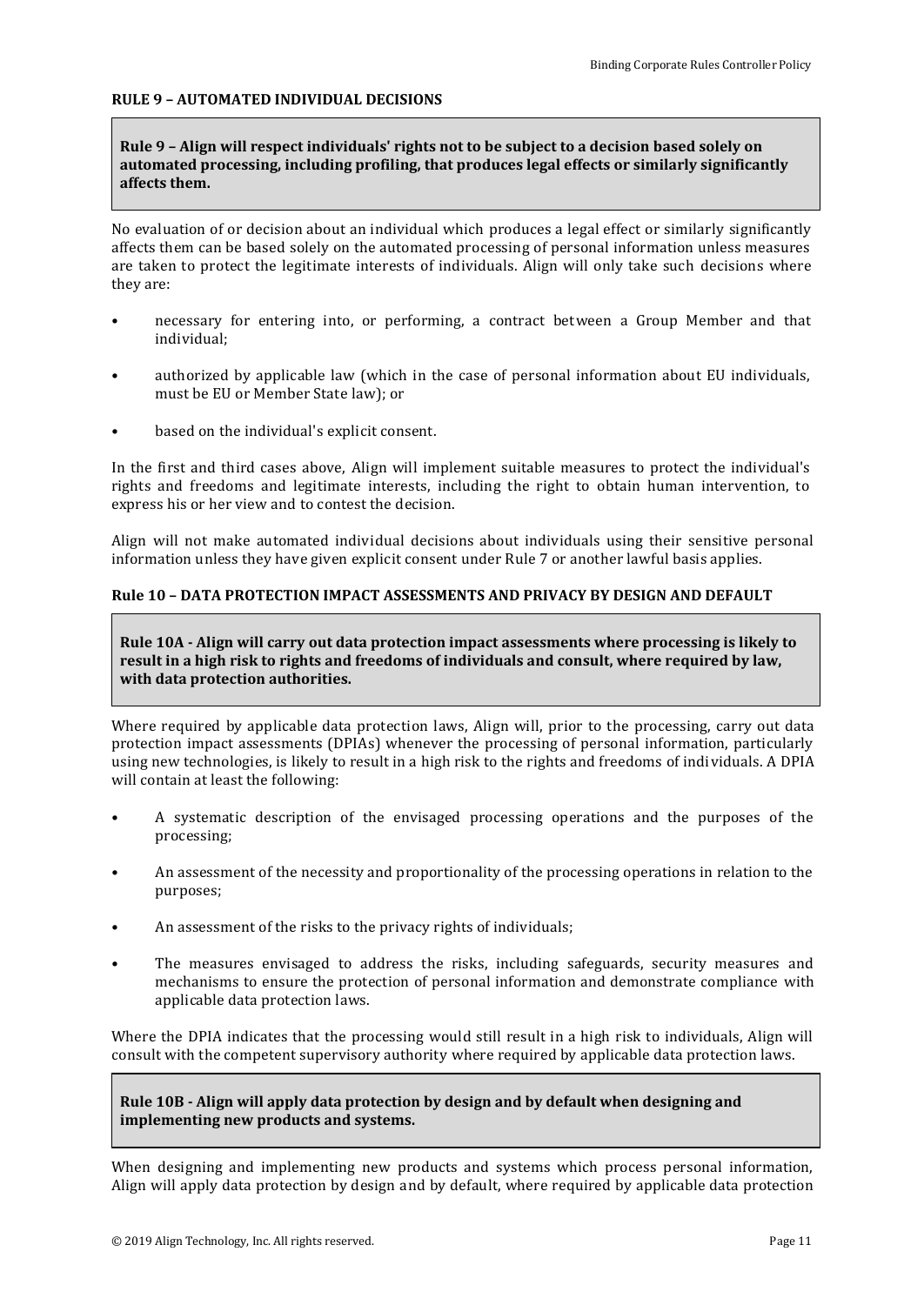## RULE 9 – AUTOMATED INDIVIDUAL DECISIONS

**Rule 9 – Align will respect individuals' rights not to be subject to a decision based solely on automated processing, including profiling, that produces legal effects or similarly significantly affects them.**

No evaluation of or decision about an individual which produces a legal effect or similarly significantly affects them can be based solely on the automated processing of personal information unless measures are taken to protect the legitimate interests of individuals. Align will only take such decisions where they are:

- necessary for entering into, or performing, a contract between a Group Member and that individual;
- authorized by applicable law (which in the case of personal information about EU individuals, must be EU or Member State law); or
- based on the individual's explicit consent.

In the first and third cases above, Align will implement suitable measures to protect the individual's rights and freedoms and legitimate interests, including the right to obtain human intervention, to express his or her view and to contest the decision.

Align will not make automated individual decisions about individuals using their sensitive personal information unless they have given explicit consent under Rule 7 or another lawful basis applies.

## Rule 10 – DATA PROTECTION IMPACT ASSESSMENTS AND PRIVACY BY DESIGN AND DEFAULT

**Rule 10A - Align will carry out data protection impact assessments where processing is likely to result in a high risk to rights and freedoms of individuals and consult, where required by law, with data protection authorities.**

Where required by applicable data protection laws, Align will, prior to the processing, carry out data protection impact assessments (DPIAs) whenever the processing of personal information, particularly using new technologies, is likely to result in a high risk to the rights and freedoms of individuals. A DPIA will contain at least the following:

- A systematic description of the envisaged processing operations and the purposes of the processing;
- An assessment of the necessity and proportionality of the processing operations in relation to the purposes;
- An assessment of the risks to the privacy rights of individuals;
- The measures envisaged to address the risks, including safeguards, security measures and mechanisms to ensure the protection of personal information and demonstrate compliance with applicable data protection laws.

Where the DPIA indicates that the processing would still result in a high risk to individuals, Align will consult with the competent supervisory authority where required by applicable data protection laws.

**Rule 10B - Align will apply data protection by design and by default when designing and implementing new products and systems.**

When designing and implementing new products and systems which process personal information, Align will apply data protection by design and by default, where required by applicable data protection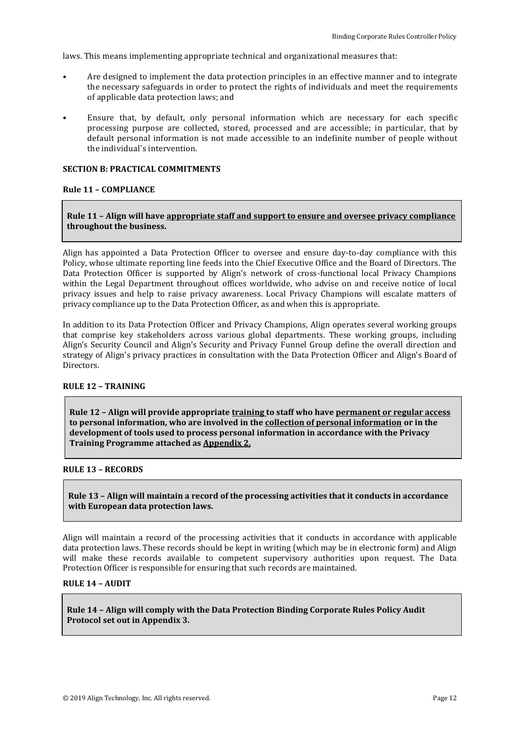laws. This means implementing appropriate technical and organizational measures that:

- Are designed to implement the data protection principles in an effective manner and to integrate the necessary safeguards in order to protect the rights of individuals and meet the requirements of applicable data protection laws; and
- Ensure that, by default, only personal information which are necessary for each specific processing purpose are collected, stored, processed and are accessible; in particular, that by default personal information is not made accessible to an indefinite number of people without the individual's intervention.

### SECTION B: PRACTICAL COMMITMENTS

#### Rule 11 – COMPLIANCE

> **Rule 11 – Align will have <u>appropriate staff and support to ensure and oversee privacy compliance</u> throughout the business.**

Align has appointed a Data Protection Officer to oversee and ensure day-to-day compliance with this Policy, whose ultimate reporting line feeds into the Chief Executive Office and the Board of Directors. The Data Protection Officer is supported by Align's network of cross-functional local Privacy Champions within the Legal Department throughout offices worldwide, who advise on and receive notice of local privacy issues and help to raise privacy awareness. Local Privacy Champions will escalate matters of privacy compliance up to the Data Protection Officer, as and when this is appropriate.

In addition to its Data Protection Officer and Privacy Champions, Align operates several working groups that comprise key stakeholders across various global departments. These working groups, including Align's Security Council and Align's Security and Privacy Funnel Group define the overall direction and strategy of Align's privacy practices in consultation with the Data Protection Officer and Align's Board of Directors.

#### RULE 12 – TRAINING

> **Rule 12 – Align will provide appropriate <u>training</u> to staff who have <u>permanent or regular access</u> to personal information, who are involved in the <u>collection of personal information</u> or in the development of tools used to process personal information in accordance with the Privacy Training Programme attached as <u>Appendix 2.</u>**

#### RULE 13 – RECORDS

> **Rule 13 – Align will maintain a record of the processing activities that it conducts in accordance with European data protection laws.**

Align will maintain a record of the processing activities that it conducts in accordance with applicable data protection laws. These records should be kept in writing (which may be in electronic form) and Align will make these records available to competent supervisory authorities upon request. The Data Protection Officer is responsible for ensuring that such records are maintained.

#### RULE 14 – AUDIT

> **Rule 14 – Align will comply with the Data Protection Binding Corporate Rules Policy Audit Protocol set out in Appendix 3.**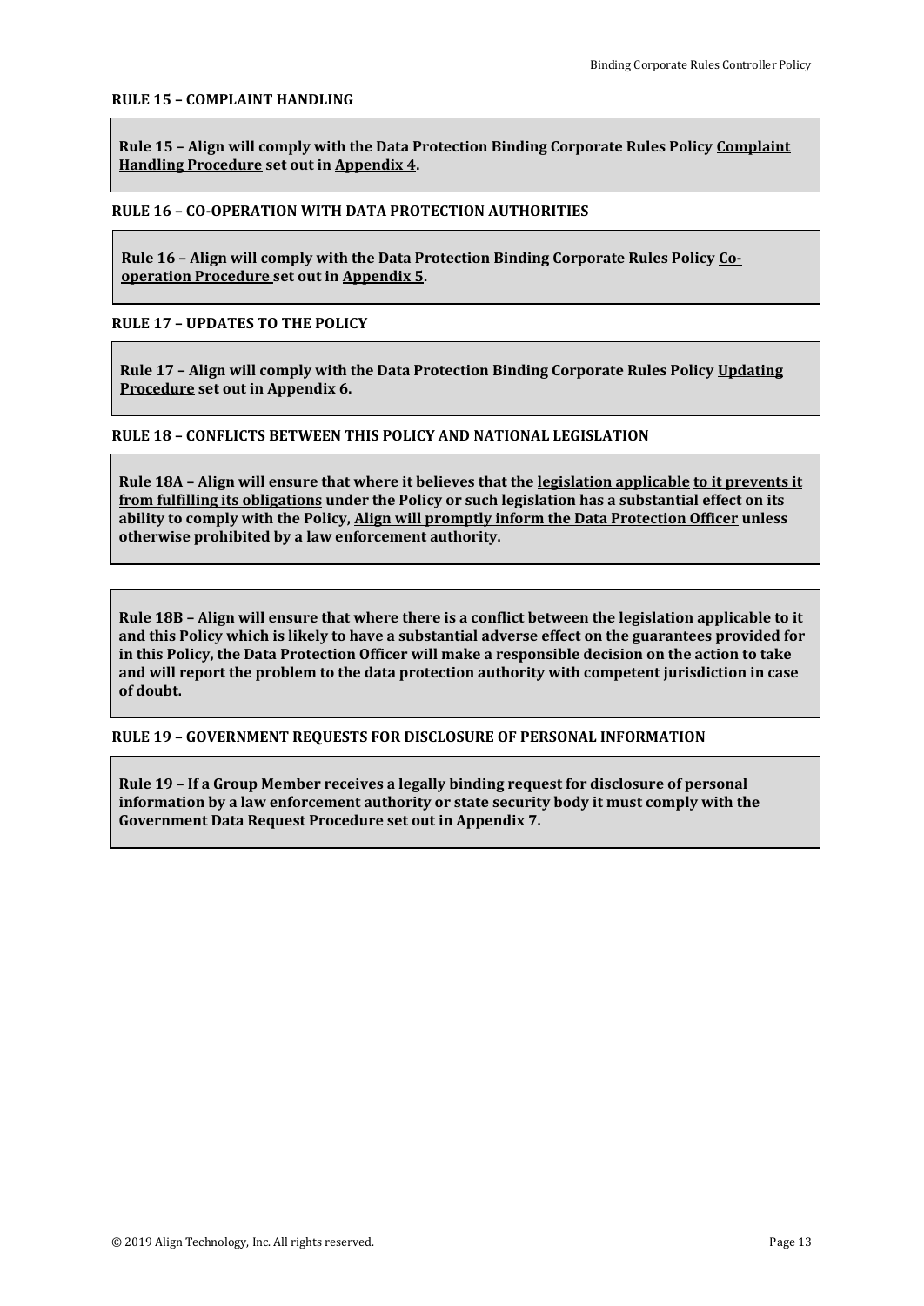### RULE 15 – COMPLAINT HANDLING

**Rule 15 – Align will comply with the Data Protection Binding Corporate Rules Policy <u>Complaint Handling Procedure</u> set out in <u>Appendix 4</u>.**

### RULE 16 – CO-OPERATION WITH DATA PROTECTION AUTHORITIES

**Rule 16 – Align will comply with the Data Protection Binding Corporate Rules Policy <u>Co-operation Procedure</u> set out in <u>Appendix 5</u>.**

### RULE 17 – UPDATES TO THE POLICY

**Rule 17 – Align will comply with the Data Protection Binding Corporate Rules Policy <u>Updating Procedure</u> set out in Appendix 6.**

### RULE 18 – CONFLICTS BETWEEN THIS POLICY AND NATIONAL LEGISLATION

**Rule 18A – Align will ensure that where it believes that the <u>legislation applicable</u> <u>to it prevents it from fulfilling its obligations</u> under the Policy or such legislation has a substantial effect on its ability to comply with the Policy, <u>Align will promptly inform the Data Protection Officer</u> unless otherwise prohibited by a law enforcement authority.**

**Rule 18B – Align will ensure that where there is a conflict between the legislation applicable to it and this Policy which is likely to have a substantial adverse effect on the guarantees provided for in this Policy, the Data Protection Officer will make a responsible decision on the action to take and will report the problem to the data protection authority with competent jurisdiction in case of doubt.**

### RULE 19 – GOVERNMENT REQUESTS FOR DISCLOSURE OF PERSONAL INFORMATION

**Rule 19 – If a Group Member receives a legally binding request for disclosure of personal information by a law enforcement authority or state security body it must comply with the Government Data Request Procedure set out in Appendix 7.**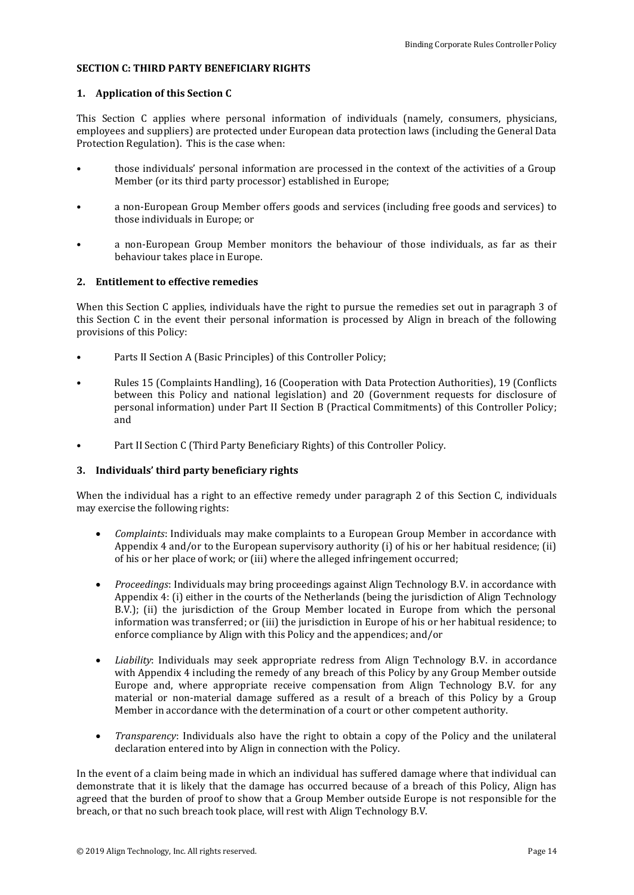**SECTION C: THIRD PARTY BENEFICIARY RIGHTS**

**1. Application of this Section C**

This Section C applies where personal information of individuals (namely, consumers, physicians, employees and suppliers) are protected under European data protection laws (including the General Data Protection Regulation). This is the case when:

- those individuals' personal information are processed in the context of the activities of a Group Member (or its third party processor) established in Europe;
- a non-European Group Member offers goods and services (including free goods and services) to those individuals in Europe; or
- a non-European Group Member monitors the behaviour of those individuals, as far as their behaviour takes place in Europe.

**2. Entitlement to effective remedies**

When this Section C applies, individuals have the right to pursue the remedies set out in paragraph 3 of this Section C in the event their personal information is processed by Align in breach of the following provisions of this Policy:

- Parts II Section A (Basic Principles) of this Controller Policy;
- Rules 15 (Complaints Handling), 16 (Cooperation with Data Protection Authorities), 19 (Conflicts between this Policy and national legislation) and 20 (Government requests for disclosure of personal information) under Part II Section B (Practical Commitments) of this Controller Policy; and
- Part II Section C (Third Party Beneficiary Rights) of this Controller Policy.

**3. Individuals' third party beneficiary rights**

When the individual has a right to an effective remedy under paragraph 2 of this Section C, individuals may exercise the following rights:

- *Complaints*: Individuals may make complaints to a European Group Member in accordance with Appendix 4 and/or to the European supervisory authority (i) of his or her habitual residence; (ii) of his or her place of work; or (iii) where the alleged infringement occurred;
- *Proceedings*: Individuals may bring proceedings against Align Technology B.V. in accordance with Appendix 4: (i) either in the courts of the Netherlands (being the jurisdiction of Align Technology B.V.); (ii) the jurisdiction of the Group Member located in Europe from which the personal information was transferred; or (iii) the jurisdiction in Europe of his or her habitual residence; to enforce compliance by Align with this Policy and the appendices; and/or
- *Liability*: Individuals may seek appropriate redress from Align Technology B.V. in accordance with Appendix 4 including the remedy of any breach of this Policy by any Group Member outside Europe and, where appropriate receive compensation from Align Technology B.V. for any material or non-material damage suffered as a result of a breach of this Policy by a Group Member in accordance with the determination of a court or other competent authority.
- *Transparency*: Individuals also have the right to obtain a copy of the Policy and the unilateral declaration entered into by Align in connection with the Policy.

In the event of a claim being made in which an individual has suffered damage where that individual can demonstrate that it is likely that the damage has occurred because of a breach of this Policy, Align has agreed that the burden of proof to show that a Group Member outside Europe is not responsible for the breach, or that no such breach took place, will rest with Align Technology B.V.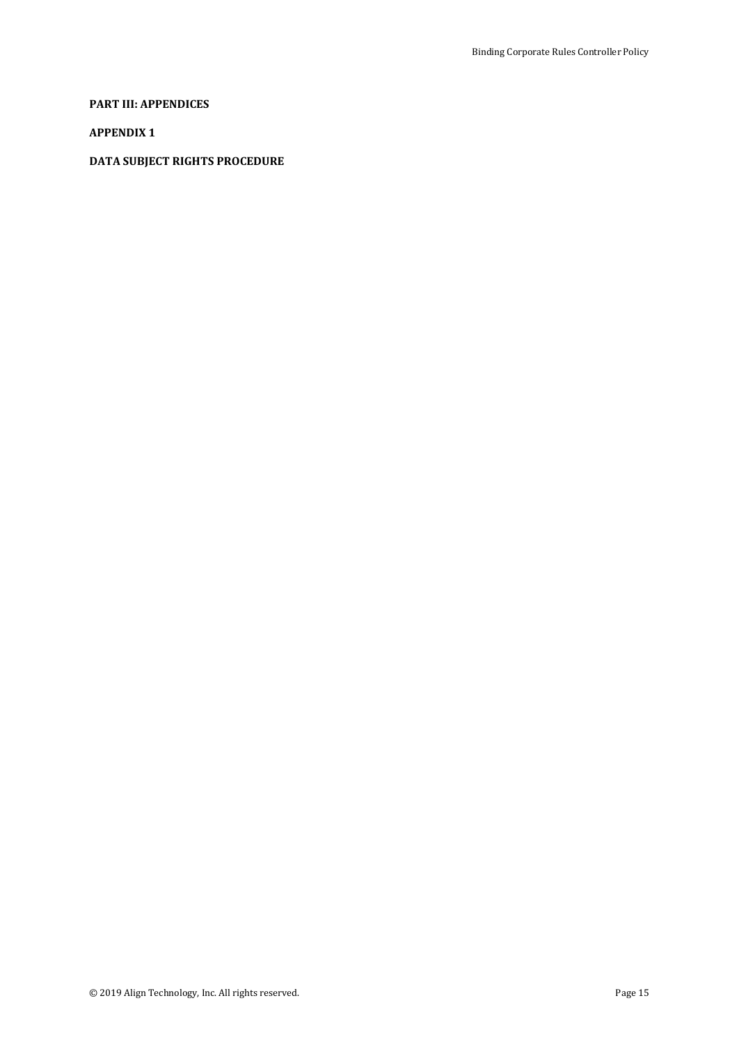**PART III: APPENDICES**

**APPENDIX 1**

**DATA SUBJECT RIGHTS PROCEDURE**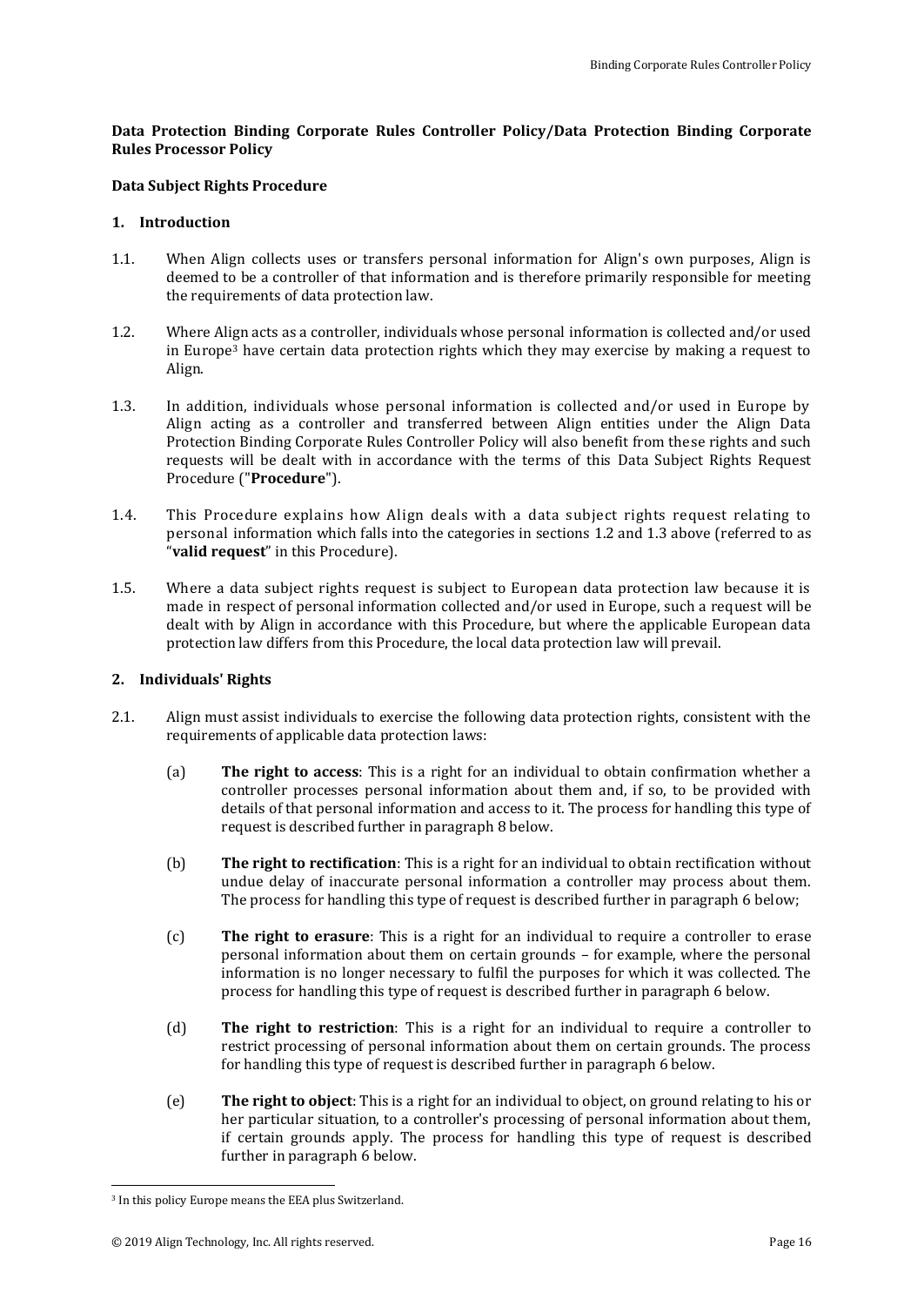**Data Protection Binding Corporate Rules Controller Policy/Data Protection Binding Corporate Rules Processor Policy**

**Data Subject Rights Procedure**

**1. Introduction**

1.1. When Align collects uses or transfers personal information for Align's own purposes, Align is deemed to be a controller of that information and is therefore primarily responsible for meeting the requirements of data protection law.

1.2. Where Align acts as a controller, individuals whose personal information is collected and/or used in Europe[3] have certain data protection rights which they may exercise by making a request to Align.

1.3. In addition, individuals whose personal information is collected and/or used in Europe by Align acting as a controller and transferred between Align entities under the Align Data Protection Binding Corporate Rules Controller Policy will also benefit from these rights and such requests will be dealt with in accordance with the terms of this Data Subject Rights Request Procedure ("**Procedure**").

1.4. This Procedure explains how Align deals with a data subject rights request relating to personal information which falls into the categories in sections 1.2 and 1.3 above (referred to as "**valid request**" in this Procedure).

1.5. Where a data subject rights request is subject to European data protection law because it is made in respect of personal information collected and/or used in Europe, such a request will be dealt with by Align in accordance with this Procedure, but where the applicable European data protection law differs from this Procedure, the local data protection law will prevail.

**2. Individuals' Rights**

2.1. Align must assist individuals to exercise the following data protection rights, consistent with the requirements of applicable data protection laws:

(a) **The right to access**: This is a right for an individual to obtain confirmation whether a controller processes personal information about them and, if so, to be provided with details of that personal information and access to it. The process for handling this type of request is described further in paragraph 8 below.

(b) **The right to rectification**: This is a right for an individual to obtain rectification without undue delay of inaccurate personal information a controller may process about them. The process for handling this type of request is described further in paragraph 6 below;

(c) **The right to erasure**: This is a right for an individual to require a controller to erase personal information about them on certain grounds – for example, where the personal information is no longer necessary to fulfil the purposes for which it was collected. The process for handling this type of request is described further in paragraph 6 below.

(d) **The right to restriction**: This is a right for an individual to require a controller to restrict processing of personal information about them on certain grounds. The process for handling this type of request is described further in paragraph 6 below.

(e) **The right to object**: This is a right for an individual to object, on ground relating to his or her particular situation, to a controller's processing of personal information about them, if certain grounds apply. The process for handling this type of request is described further in paragraph 6 below.

[3] In this policy Europe means the EEA plus Switzerland.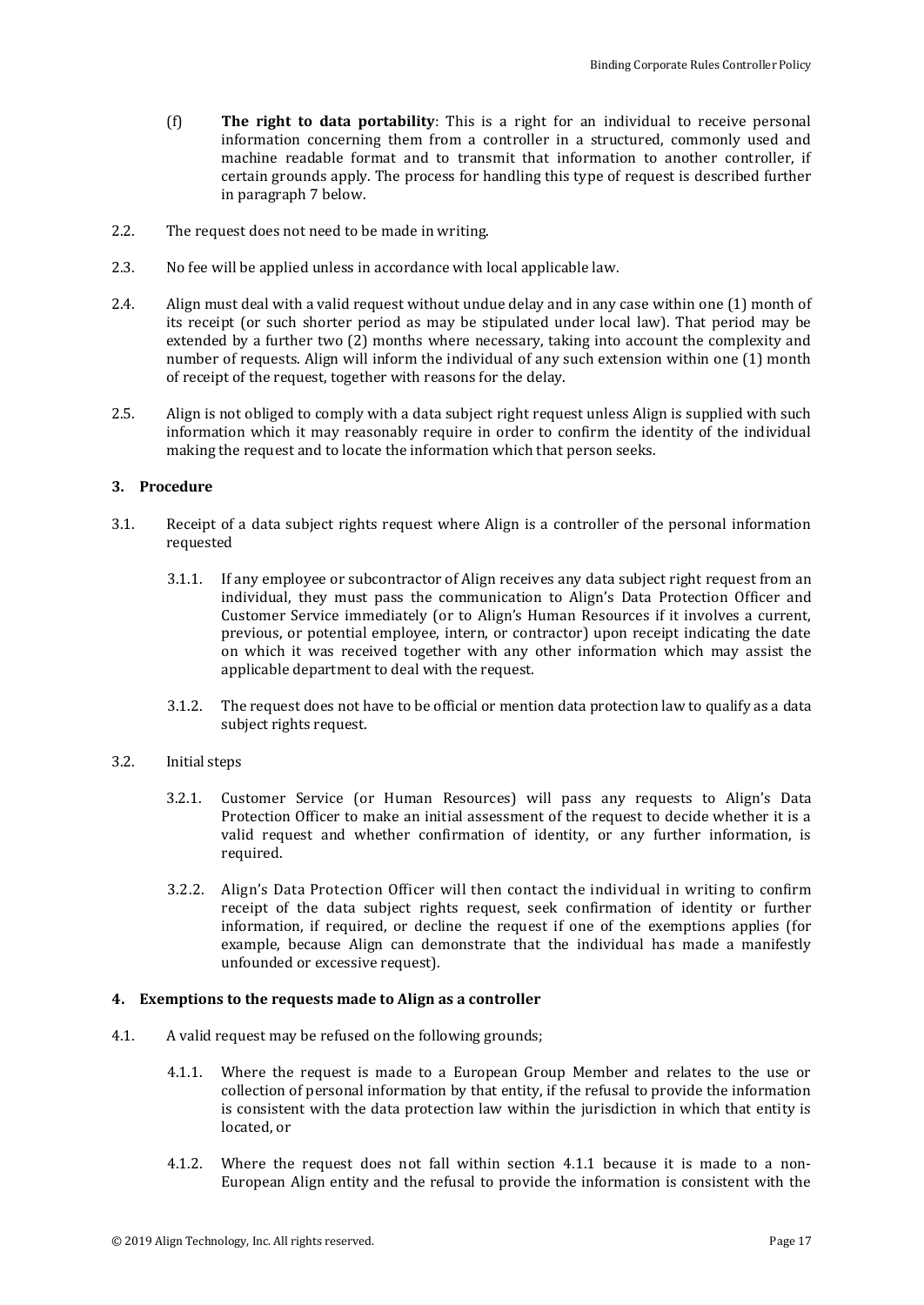(f) **The right to data portability**: This is a right for an individual to receive personal information concerning them from a controller in a structured, commonly used and machine readable format and to transmit that information to another controller, if certain grounds apply. The process for handling this type of request is described further in paragraph 7 below.

2.2. The request does not need to be made in writing.

2.3. No fee will be applied unless in accordance with local applicable law.

2.4. Align must deal with a valid request without undue delay and in any case within one (1) month of its receipt (or such shorter period as may be stipulated under local law). That period may be extended by a further two (2) months where necessary, taking into account the complexity and number of requests. Align will inform the individual of any such extension within one (1) month of receipt of the request, together with reasons for the delay.

2.5. Align is not obliged to comply with a data subject right request unless Align is supplied with such information which it may reasonably require in order to confirm the identity of the individual making the request and to locate the information which that person seeks.

### 3. Procedure

3.1. Receipt of a data subject rights request where Align is a controller of the personal information requested

3.1.1. If any employee or subcontractor of Align receives any data subject right request from an individual, they must pass the communication to Align's Data Protection Officer and Customer Service immediately (or to Align's Human Resources if it involves a current, previous, or potential employee, intern, or contractor) upon receipt indicating the date on which it was received together with any other information which may assist the applicable department to deal with the request.

3.1.2. The request does not have to be official or mention data protection law to qualify as a data subject rights request.

3.2. Initial steps

3.2.1. Customer Service (or Human Resources) will pass any requests to Align's Data Protection Officer to make an initial assessment of the request to decide whether it is a valid request and whether confirmation of identity, or any further information, is required.

3.2.2. Align's Data Protection Officer will then contact the individual in writing to confirm receipt of the data subject rights request, seek confirmation of identity or further information, if required, or decline the request if one of the exemptions applies (for example, because Align can demonstrate that the individual has made a manifestly unfounded or excessive request).

### 4. Exemptions to the requests made to Align as a controller

4.1. A valid request may be refused on the following grounds;

4.1.1. Where the request is made to a European Group Member and relates to the use or collection of personal information by that entity, if the refusal to provide the information is consistent with the data protection law within the jurisdiction in which that entity is located, or

4.1.2. Where the request does not fall within section 4.1.1 because it is made to a non-European Align entity and the refusal to provide the information is consistent with the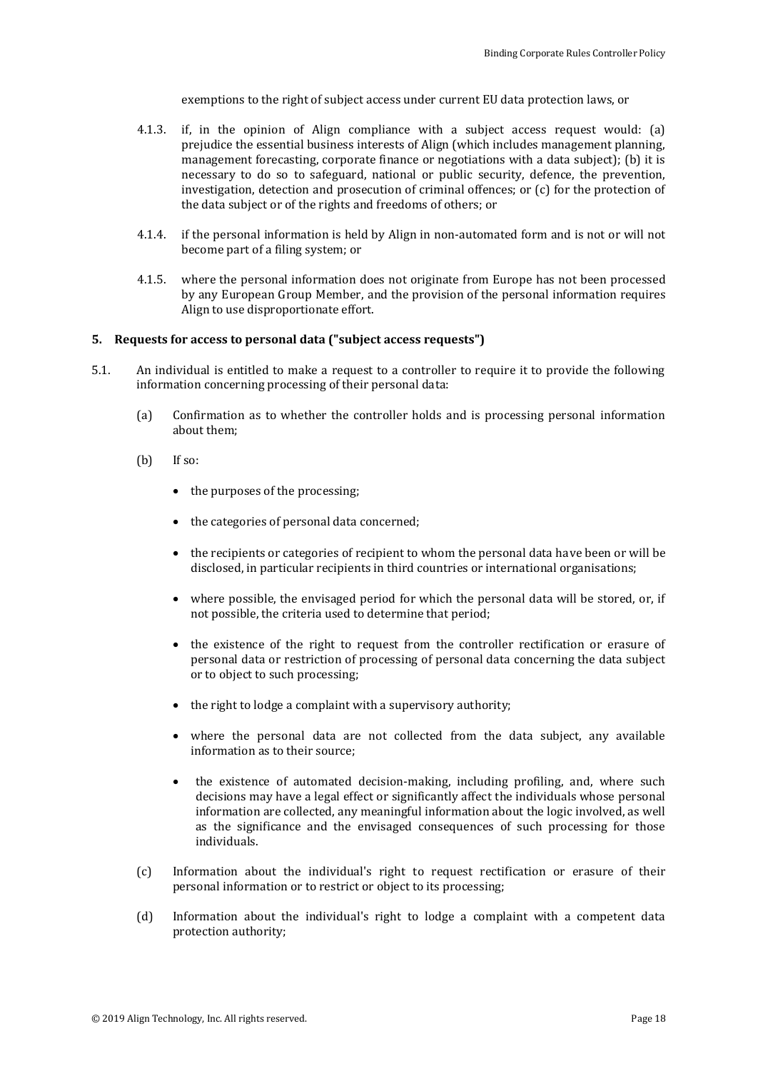exemptions to the right of subject access under current EU data protection laws, or

4.1.3. if, in the opinion of Align compliance with a subject access request would: (a) prejudice the essential business interests of Align (which includes management planning, management forecasting, corporate finance or negotiations with a data subject); (b) it is necessary to do so to safeguard, national or public security, defence, the prevention, investigation, detection and prosecution of criminal offences; or (c) for the protection of the data subject or of the rights and freedoms of others; or

4.1.4. if the personal information is held by Align in non-automated form and is not or will not become part of a filing system; or

4.1.5. where the personal information does not originate from Europe has not been processed by any European Group Member, and the provision of the personal information requires Align to use disproportionate effort.

**5. Requests for access to personal data ("subject access requests")**

5.1. An individual is entitled to make a request to a controller to require it to provide the following information concerning processing of their personal data:

(a) Confirmation as to whether the controller holds and is processing personal information about them;

(b) If so:

- the purposes of the processing;
- the categories of personal data concerned;
- the recipients or categories of recipient to whom the personal data have been or will be disclosed, in particular recipients in third countries or international organisations;
- where possible, the envisaged period for which the personal data will be stored, or, if not possible, the criteria used to determine that period;
- the existence of the right to request from the controller rectification or erasure of personal data or restriction of processing of personal data concerning the data subject or to object to such processing;
- the right to lodge a complaint with a supervisory authority;
- where the personal data are not collected from the data subject, any available information as to their source;
- the existence of automated decision-making, including profiling, and, where such decisions may have a legal effect or significantly affect the individuals whose personal information are collected, any meaningful information about the logic involved, as well as the significance and the envisaged consequences of such processing for those individuals.

(c) Information about the individual's right to request rectification or erasure of their personal information or to restrict or object to its processing;

(d) Information about the individual's right to lodge a complaint with a competent data protection authority;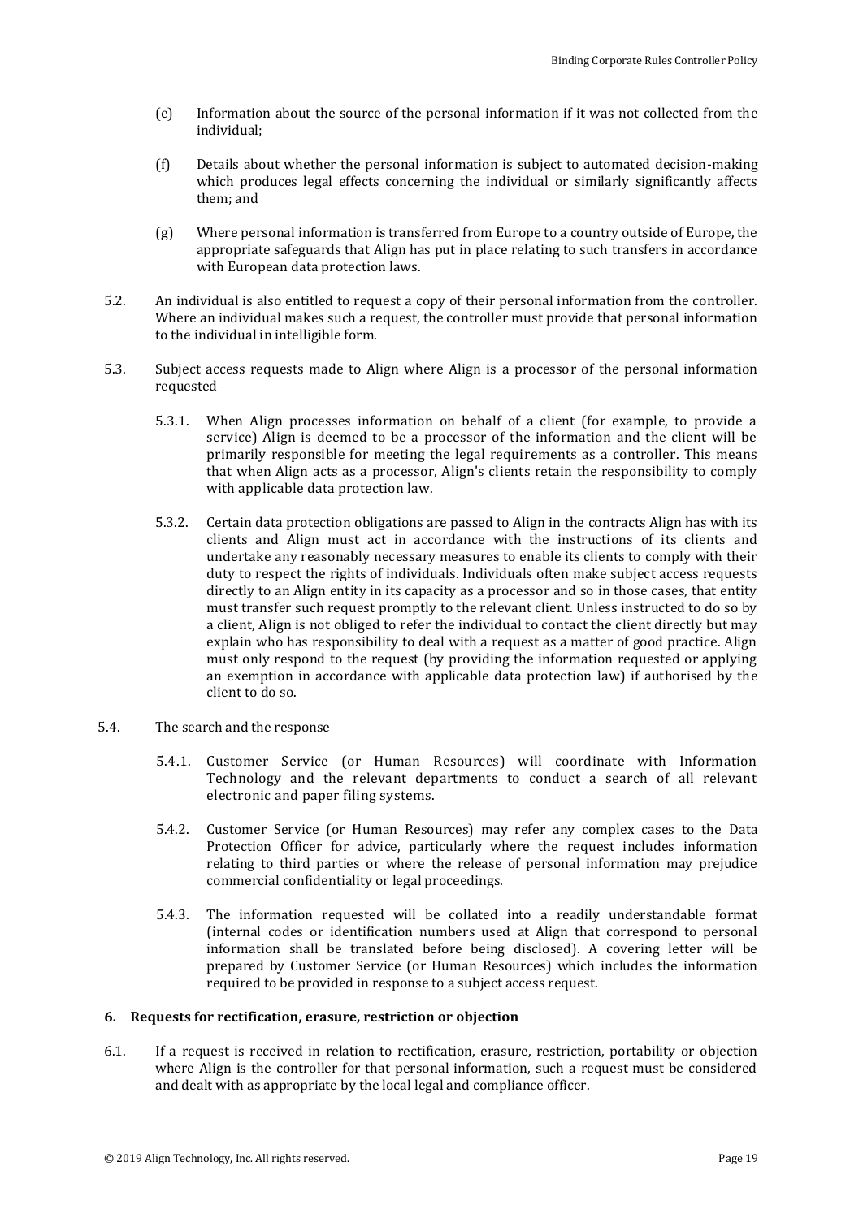(e) Information about the source of the personal information if it was not collected from the individual;

(f) Details about whether the personal information is subject to automated decision-making which produces legal effects concerning the individual or similarly significantly affects them; and

(g) Where personal information is transferred from Europe to a country outside of Europe, the appropriate safeguards that Align has put in place relating to such transfers in accordance with European data protection laws.

5.2. An individual is also entitled to request a copy of their personal information from the controller. Where an individual makes such a request, the controller must provide that personal information to the individual in intelligible form.

5.3. Subject access requests made to Align where Align is a processor of the personal information requested

5.3.1. When Align processes information on behalf of a client (for example, to provide a service) Align is deemed to be a processor of the information and the client will be primarily responsible for meeting the legal requirements as a controller. This means that when Align acts as a processor, Align's clients retain the responsibility to comply with applicable data protection law.

5.3.2. Certain data protection obligations are passed to Align in the contracts Align has with its clients and Align must act in accordance with the instructions of its clients and undertake any reasonably necessary measures to enable its clients to comply with their duty to respect the rights of individuals. Individuals often make subject access requests directly to an Align entity in its capacity as a processor and so in those cases, that entity must transfer such request promptly to the relevant client. Unless instructed to do so by a client, Align is not obliged to refer the individual to contact the client directly but may explain who has responsibility to deal with a request as a matter of good practice. Align must only respond to the request (by providing the information requested or applying an exemption in accordance with applicable data protection law) if authorised by the client to do so.

5.4. The search and the response

5.4.1. Customer Service (or Human Resources) will coordinate with Information Technology and the relevant departments to conduct a search of all relevant electronic and paper filing systems.

5.4.2. Customer Service (or Human Resources) may refer any complex cases to the Data Protection Officer for advice, particularly where the request includes information relating to third parties or where the release of personal information may prejudice commercial confidentiality or legal proceedings.

5.4.3. The information requested will be collated into a readily understandable format (internal codes or identification numbers used at Align that correspond to personal information shall be translated before being disclosed). A covering letter will be prepared by Customer Service (or Human Resources) which includes the information required to be provided in response to a subject access request.

## 6. Requests for rectification, erasure, restriction or objection

6.1. If a request is received in relation to rectification, erasure, restriction, portability or objection where Align is the controller for that personal information, such a request must be considered and dealt with as appropriate by the local legal and compliance officer.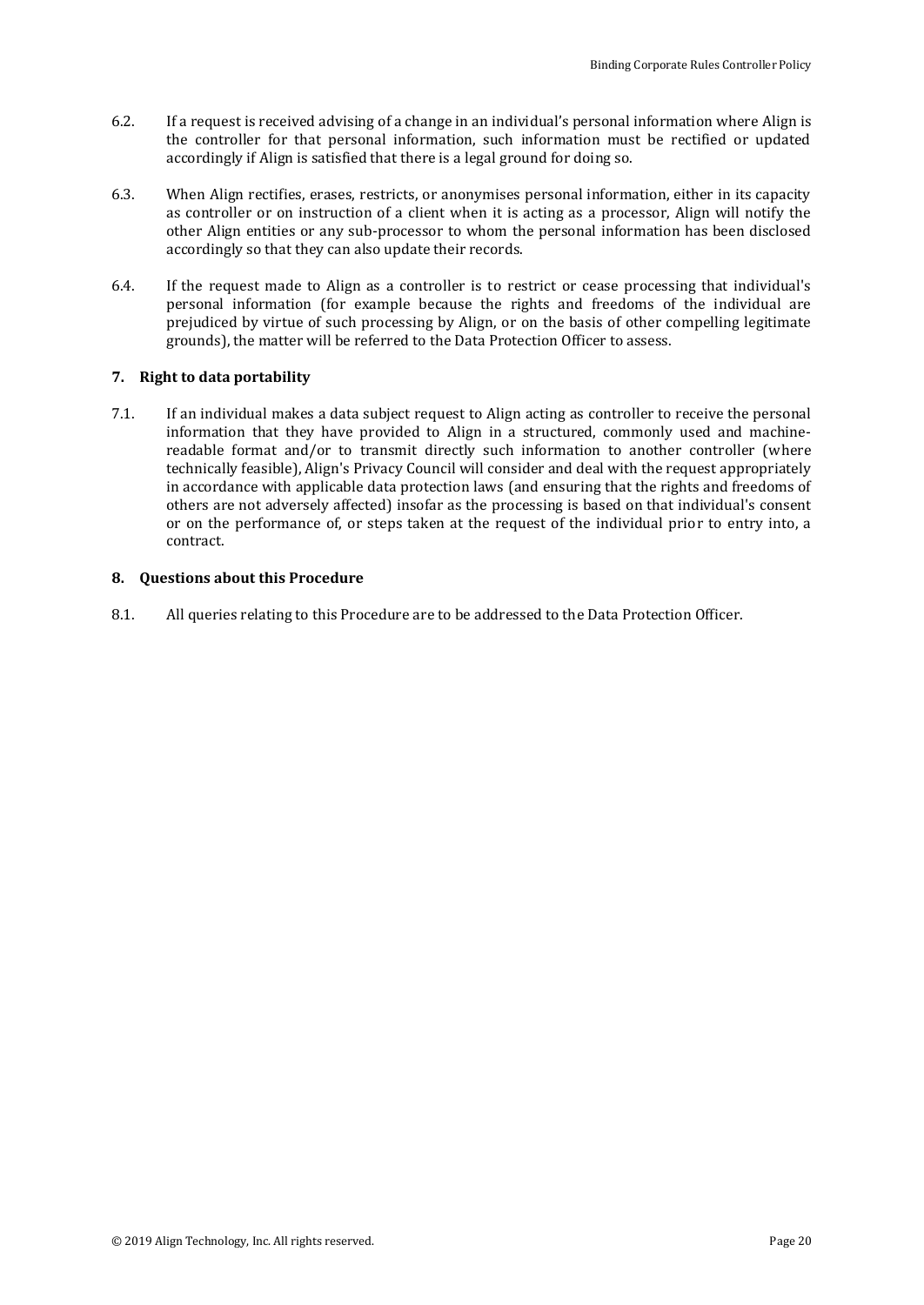6.2. If a request is received advising of a change in an individual's personal information where Align is the controller for that personal information, such information must be rectified or updated accordingly if Align is satisfied that there is a legal ground for doing so.

6.3. When Align rectifies, erases, restricts, or anonymises personal information, either in its capacity as controller or on instruction of a client when it is acting as a processor, Align will notify the other Align entities or any sub-processor to whom the personal information has been disclosed accordingly so that they can also update their records.

6.4. If the request made to Align as a controller is to restrict or cease processing that individual's personal information (for example because the rights and freedoms of the individual are prejudiced by virtue of such processing by Align, or on the basis of other compelling legitimate grounds), the matter will be referred to the Data Protection Officer to assess.

### 7. Right to data portability

7.1. If an individual makes a data subject request to Align acting as controller to receive the personal information that they have provided to Align in a structured, commonly used and machine-readable format and/or to transmit directly such information to another controller (where technically feasible), Align's Privacy Council will consider and deal with the request appropriately in accordance with applicable data protection laws (and ensuring that the rights and freedoms of others are not adversely affected) insofar as the processing is based on that individual's consent or on the performance of, or steps taken at the request of the individual prior to entry into, a contract.

### 8. Questions about this Procedure

8.1. All queries relating to this Procedure are to be addressed to the Data Protection Officer.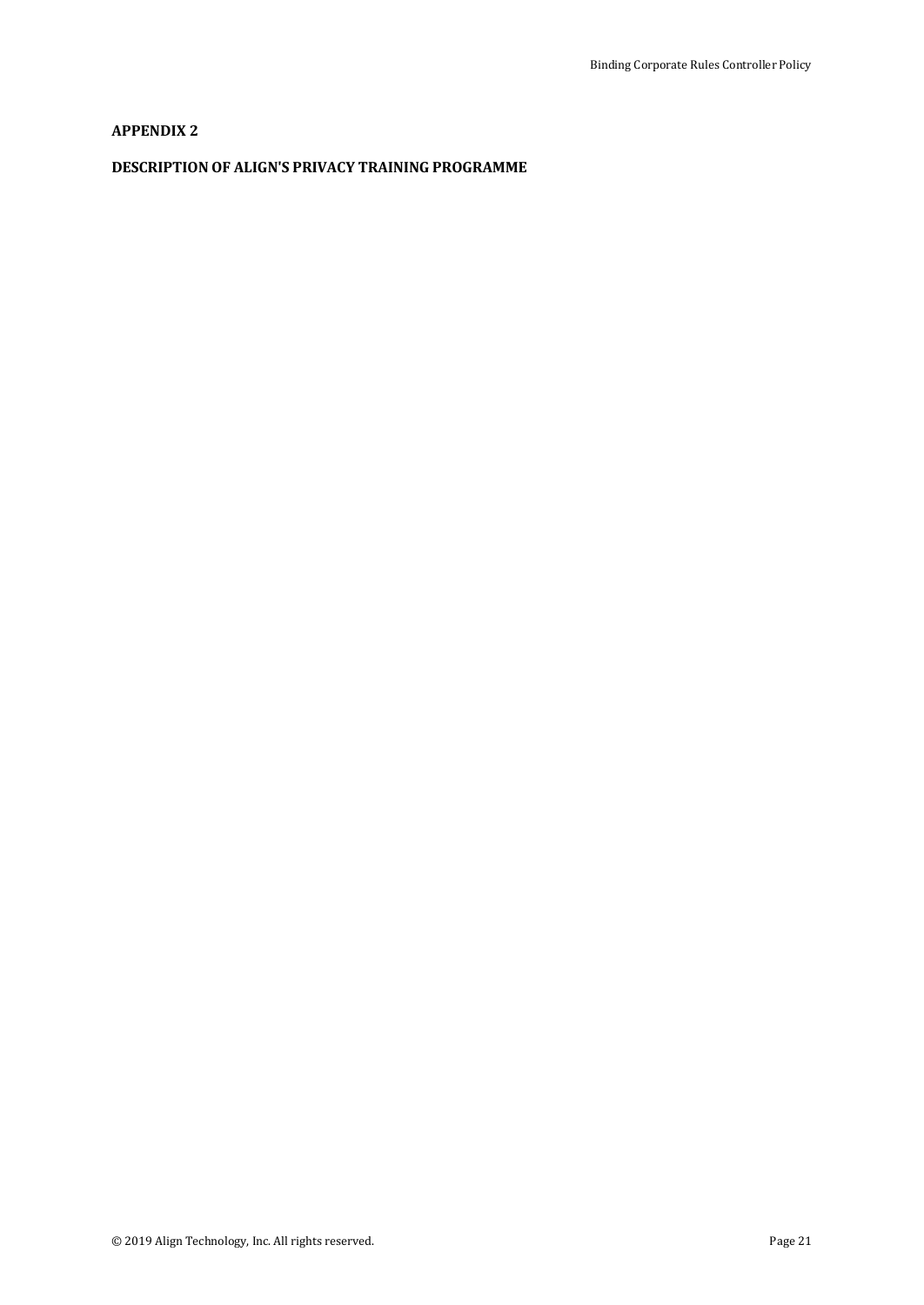## APPENDIX 2

## DESCRIPTION OF ALIGN'S PRIVACY TRAINING PROGRAMME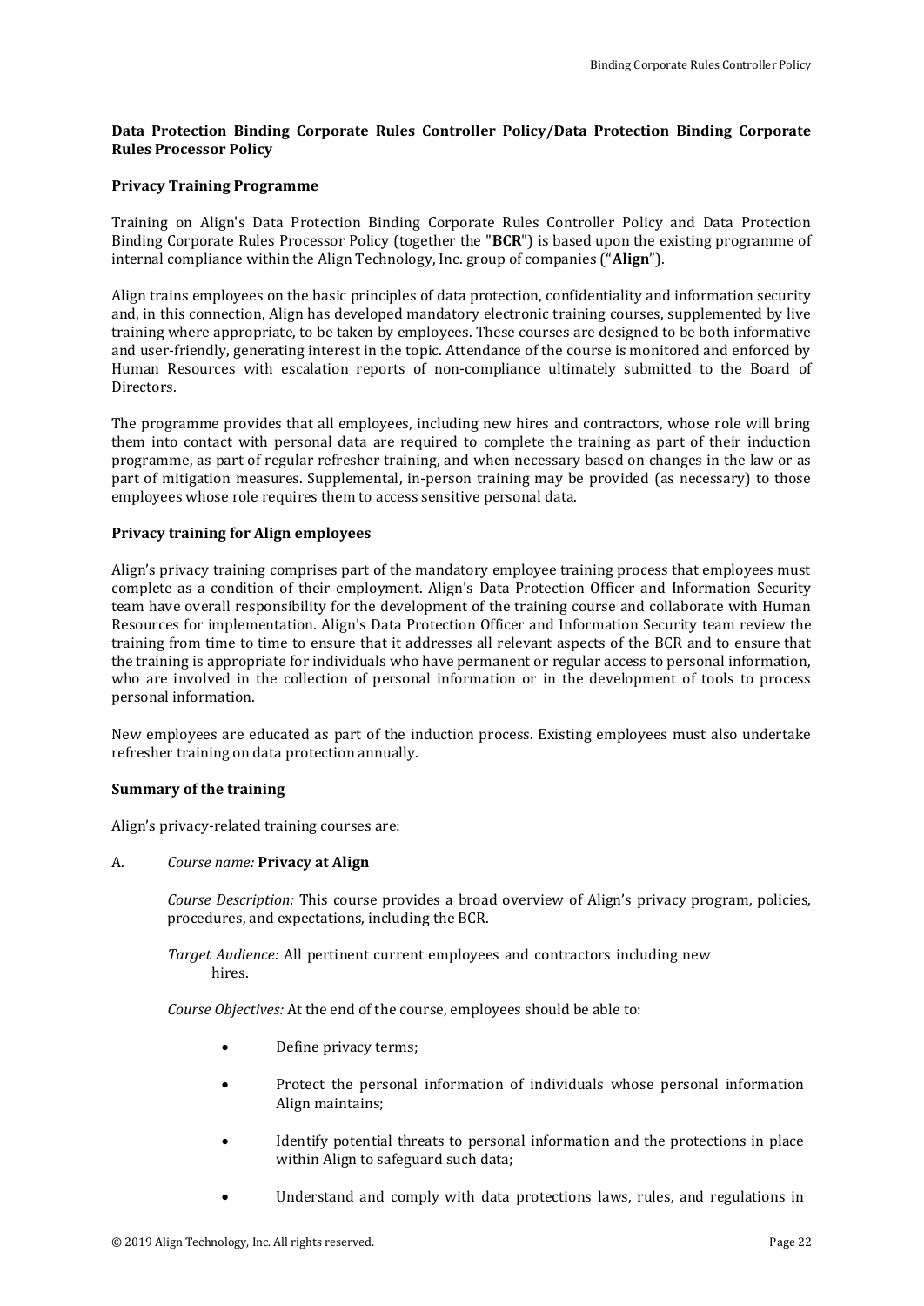**Data Protection Binding Corporate Rules Controller Policy/Data Protection Binding Corporate Rules Processor Policy**

**Privacy Training Programme**

Training on Align's Data Protection Binding Corporate Rules Controller Policy and Data Protection Binding Corporate Rules Processor Policy (together the "**BCR**") is based upon the existing programme of internal compliance within the Align Technology, Inc. group of companies ("**Align**").

Align trains employees on the basic principles of data protection, confidentiality and information security and, in this connection, Align has developed mandatory electronic training courses, supplemented by live training where appropriate, to be taken by employees. These courses are designed to be both informative and user-friendly, generating interest in the topic. Attendance of the course is monitored and enforced by Human Resources with escalation reports of non-compliance ultimately submitted to the Board of Directors.

The programme provides that all employees, including new hires and contractors, whose role will bring them into contact with personal data are required to complete the training as part of their induction programme, as part of regular refresher training, and when necessary based on changes in the law or as part of mitigation measures. Supplemental, in-person training may be provided (as necessary) to those employees whose role requires them to access sensitive personal data.

**Privacy training for Align employees**

Align's privacy training comprises part of the mandatory employee training process that employees must complete as a condition of their employment. Align's Data Protection Officer and Information Security team have overall responsibility for the development of the training course and collaborate with Human Resources for implementation. Align's Data Protection Officer and Information Security team review the training from time to time to ensure that it addresses all relevant aspects of the BCR and to ensure that the training is appropriate for individuals who have permanent or regular access to personal information, who are involved in the collection of personal information or in the development of tools to process personal information.

New employees are educated as part of the induction process. Existing employees must also undertake refresher training on data protection annually.

**Summary of the training**

Align's privacy-related training courses are:

A. *Course name:* **Privacy at Align**

*Course Description:* This course provides a broad overview of Align's privacy program, policies, procedures, and expectations, including the BCR.

*Target Audience:* All pertinent current employees and contractors including new hires.

*Course Objectives:* At the end of the course, employees should be able to:

- Define privacy terms;
- Protect the personal information of individuals whose personal information Align maintains;
- Identify potential threats to personal information and the protections in place within Align to safeguard such data;
- Understand and comply with data protections laws, rules, and regulations in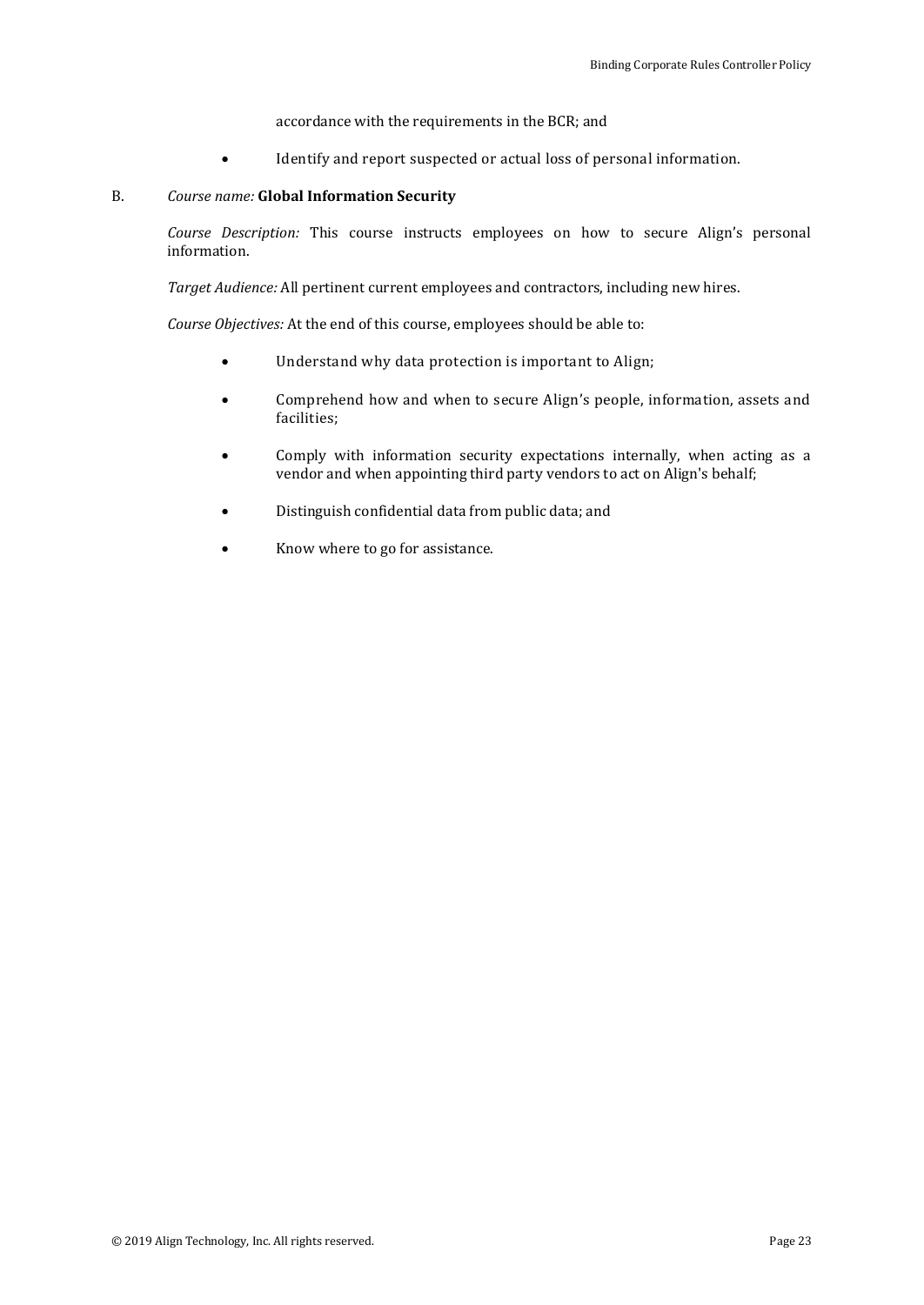accordance with the requirements in the BCR; and

- Identify and report suspected or actual loss of personal information.

B. *Course name:* **Global Information Security**

*Course Description:* This course instructs employees on how to secure Align's personal information.

*Target Audience:* All pertinent current employees and contractors, including new hires.

*Course Objectives:* At the end of this course, employees should be able to:

- Understand why data protection is important to Align;
- Comprehend how and when to secure Align's people, information, assets and facilities;
- Comply with information security expectations internally, when acting as a vendor and when appointing third party vendors to act on Align's behalf;
- Distinguish confidential data from public data; and
- Know where to go for assistance.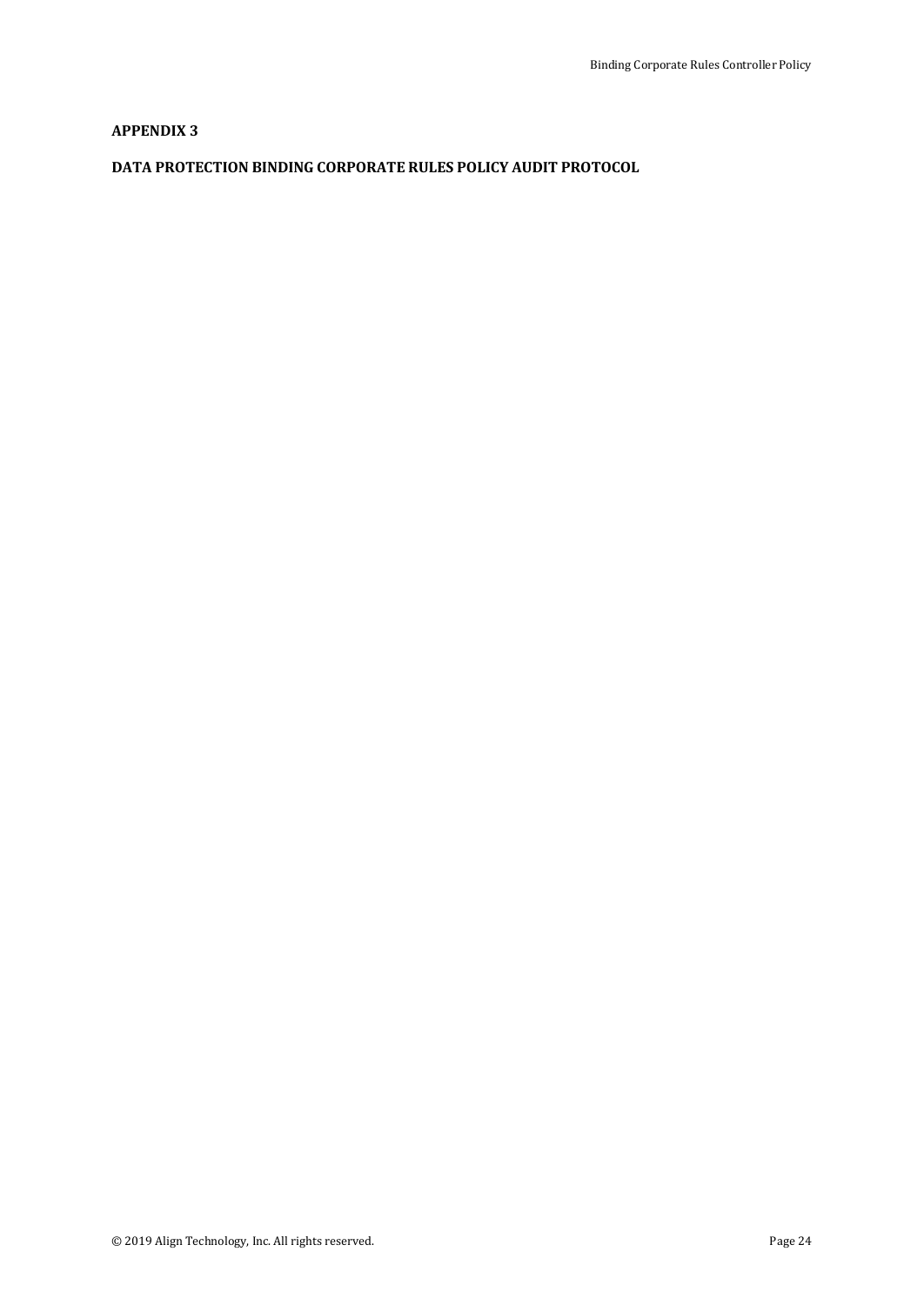## APPENDIX 3

## DATA PROTECTION BINDING CORPORATE RULES POLICY AUDIT PROTOCOL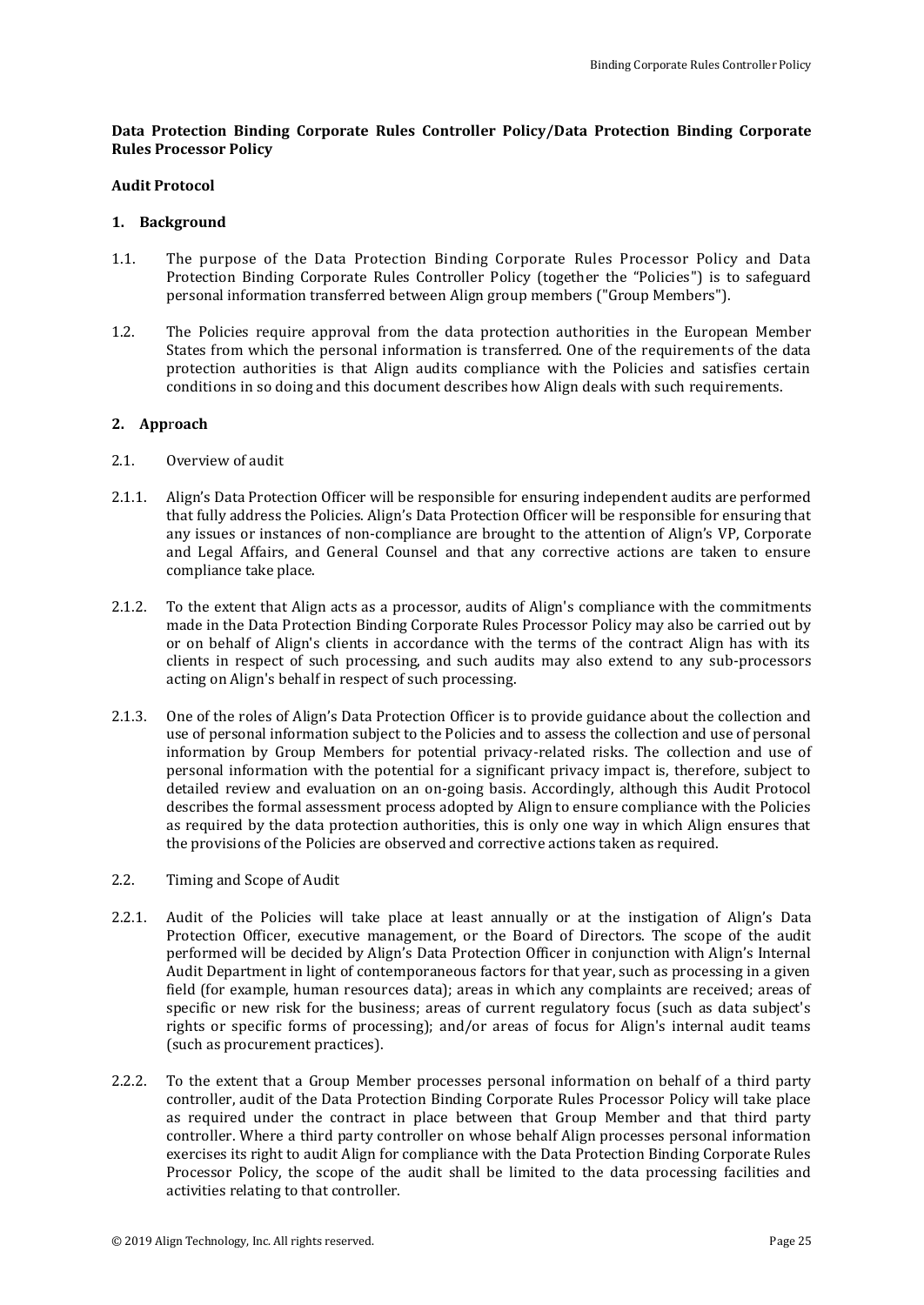**Data Protection Binding Corporate Rules Controller Policy/Data Protection Binding Corporate Rules Processor Policy**

**Audit Protocol**

**1. Background**

1.1. The purpose of the Data Protection Binding Corporate Rules Processor Policy and Data Protection Binding Corporate Rules Controller Policy (together the "Policies") is to safeguard personal information transferred between Align group members ("Group Members").

1.2. The Policies require approval from the data protection authorities in the European Member States from which the personal information is transferred. One of the requirements of the data protection authorities is that Align audits compliance with the Policies and satisfies certain conditions in so doing and this document describes how Align deals with such requirements.

**2. Approach**

2.1. Overview of audit

2.1.1. Align's Data Protection Officer will be responsible for ensuring independent audits are performed that fully address the Policies. Align's Data Protection Officer will be responsible for ensuring that any issues or instances of non-compliance are brought to the attention of Align's VP, Corporate and Legal Affairs, and General Counsel and that any corrective actions are taken to ensure compliance take place.

2.1.2. To the extent that Align acts as a processor, audits of Align's compliance with the commitments made in the Data Protection Binding Corporate Rules Processor Policy may also be carried out by or on behalf of Align's clients in accordance with the terms of the contract Align has with its clients in respect of such processing, and such audits may also extend to any sub-processors acting on Align's behalf in respect of such processing.

2.1.3. One of the roles of Align's Data Protection Officer is to provide guidance about the collection and use of personal information subject to the Policies and to assess the collection and use of personal information by Group Members for potential privacy-related risks. The collection and use of personal information with the potential for a significant privacy impact is, therefore, subject to detailed review and evaluation on an on-going basis. Accordingly, although this Audit Protocol describes the formal assessment process adopted by Align to ensure compliance with the Policies as required by the data protection authorities, this is only one way in which Align ensures that the provisions of the Policies are observed and corrective actions taken as required.

2.2. Timing and Scope of Audit

2.2.1. Audit of the Policies will take place at least annually or at the instigation of Align's Data Protection Officer, executive management, or the Board of Directors. The scope of the audit performed will be decided by Align's Data Protection Officer in conjunction with Align's Internal Audit Department in light of contemporaneous factors for that year, such as processing in a given field (for example, human resources data); areas in which any complaints are received; areas of specific or new risk for the business; areas of current regulatory focus (such as data subject's rights or specific forms of processing); and/or areas of focus for Align's internal audit teams (such as procurement practices).

2.2.2. To the extent that a Group Member processes personal information on behalf of a third party controller, audit of the Data Protection Binding Corporate Rules Processor Policy will take place as required under the contract in place between that Group Member and that third party controller. Where a third party controller on whose behalf Align processes personal information exercises its right to audit Align for compliance with the Data Protection Binding Corporate Rules Processor Policy, the scope of the audit shall be limited to the data processing facilities and activities relating to that controller.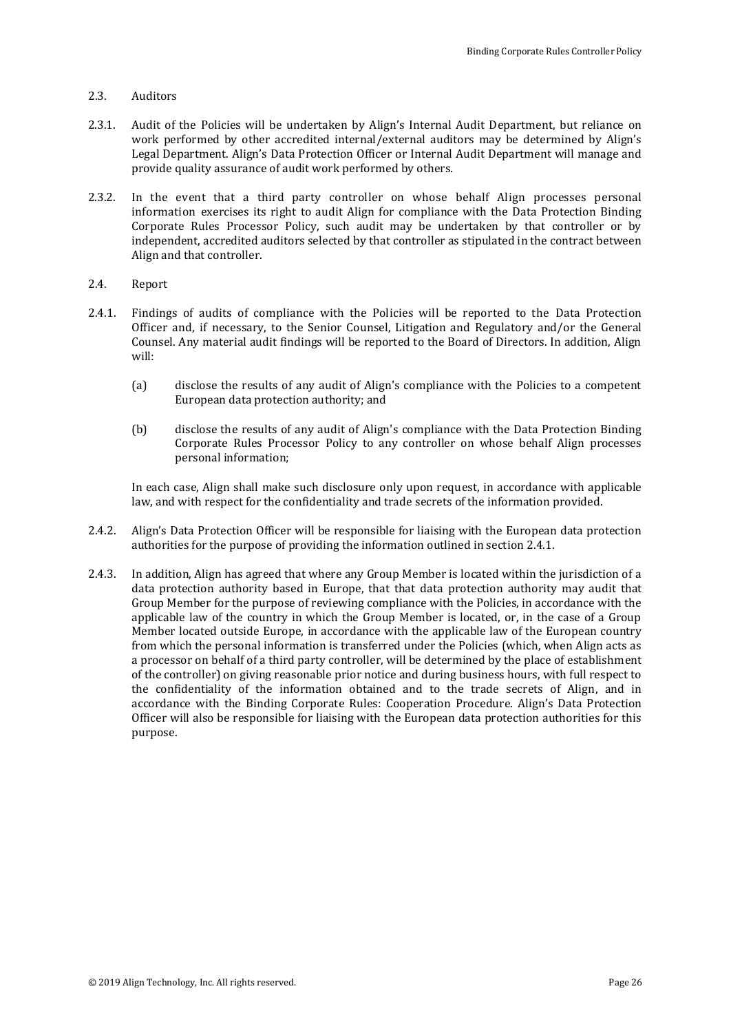2.3. Auditors

2.3.1. Audit of the Policies will be undertaken by Align's Internal Audit Department, but reliance on work performed by other accredited internal/external auditors may be determined by Align's Legal Department. Align's Data Protection Officer or Internal Audit Department will manage and provide quality assurance of audit work performed by others.

2.3.2. In the event that a third party controller on whose behalf Align processes personal information exercises its right to audit Align for compliance with the Data Protection Binding Corporate Rules Processor Policy, such audit may be undertaken by that controller or by independent, accredited auditors selected by that controller as stipulated in the contract between Align and that controller.

2.4. Report

2.4.1. Findings of audits of compliance with the Policies will be reported to the Data Protection Officer and, if necessary, to the Senior Counsel, Litigation and Regulatory and/or the General Counsel. Any material audit findings will be reported to the Board of Directors. In addition, Align will:

(a) disclose the results of any audit of Align's compliance with the Policies to a competent European data protection authority; and

(b) disclose the results of any audit of Align's compliance with the Data Protection Binding Corporate Rules Processor Policy to any controller on whose behalf Align processes personal information;

In each case, Align shall make such disclosure only upon request, in accordance with applicable law, and with respect for the confidentiality and trade secrets of the information provided.

2.4.2. Align's Data Protection Officer will be responsible for liaising with the European data protection authorities for the purpose of providing the information outlined in section 2.4.1.

2.4.3. In addition, Align has agreed that where any Group Member is located within the jurisdiction of a data protection authority based in Europe, that that data protection authority may audit that Group Member for the purpose of reviewing compliance with the Policies, in accordance with the applicable law of the country in which the Group Member is located, or, in the case of a Group Member located outside Europe, in accordance with the applicable law of the European country from which the personal information is transferred under the Policies (which, when Align acts as a processor on behalf of a third party controller, will be determined by the place of establishment of the controller) on giving reasonable prior notice and during business hours, with full respect to the confidentiality of the information obtained and to the trade secrets of Align, and in accordance with the Binding Corporate Rules: Cooperation Procedure. Align's Data Protection Officer will also be responsible for liaising with the European data protection authorities for this purpose.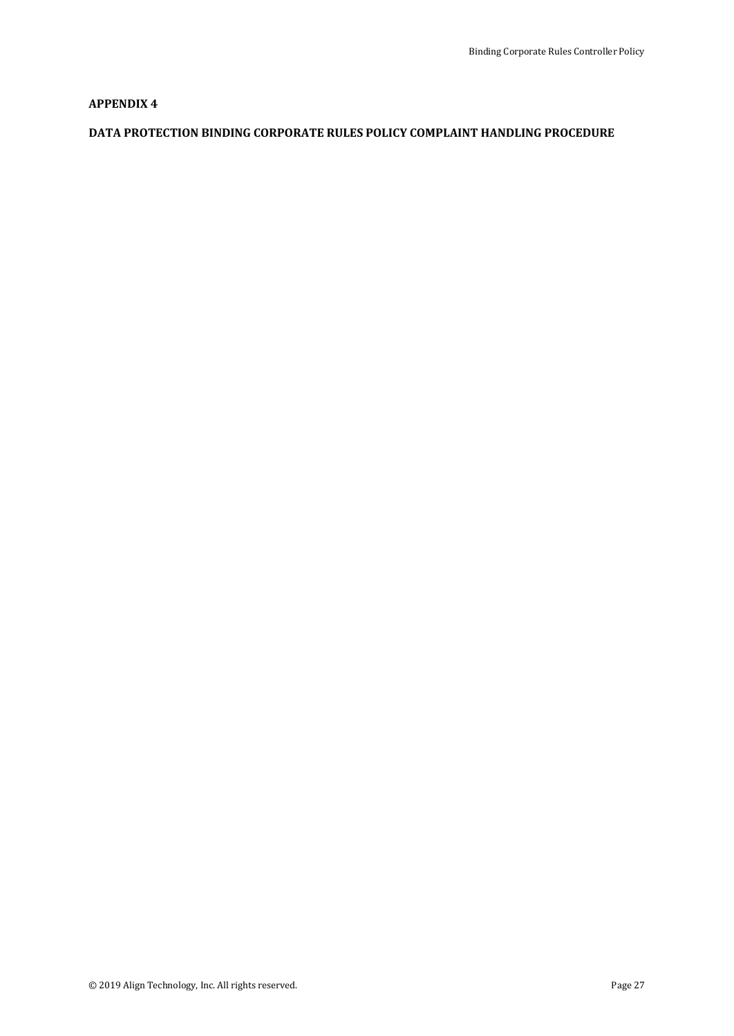**APPENDIX 4**

**DATA PROTECTION BINDING CORPORATE RULES POLICY COMPLAINT HANDLING PROCEDURE**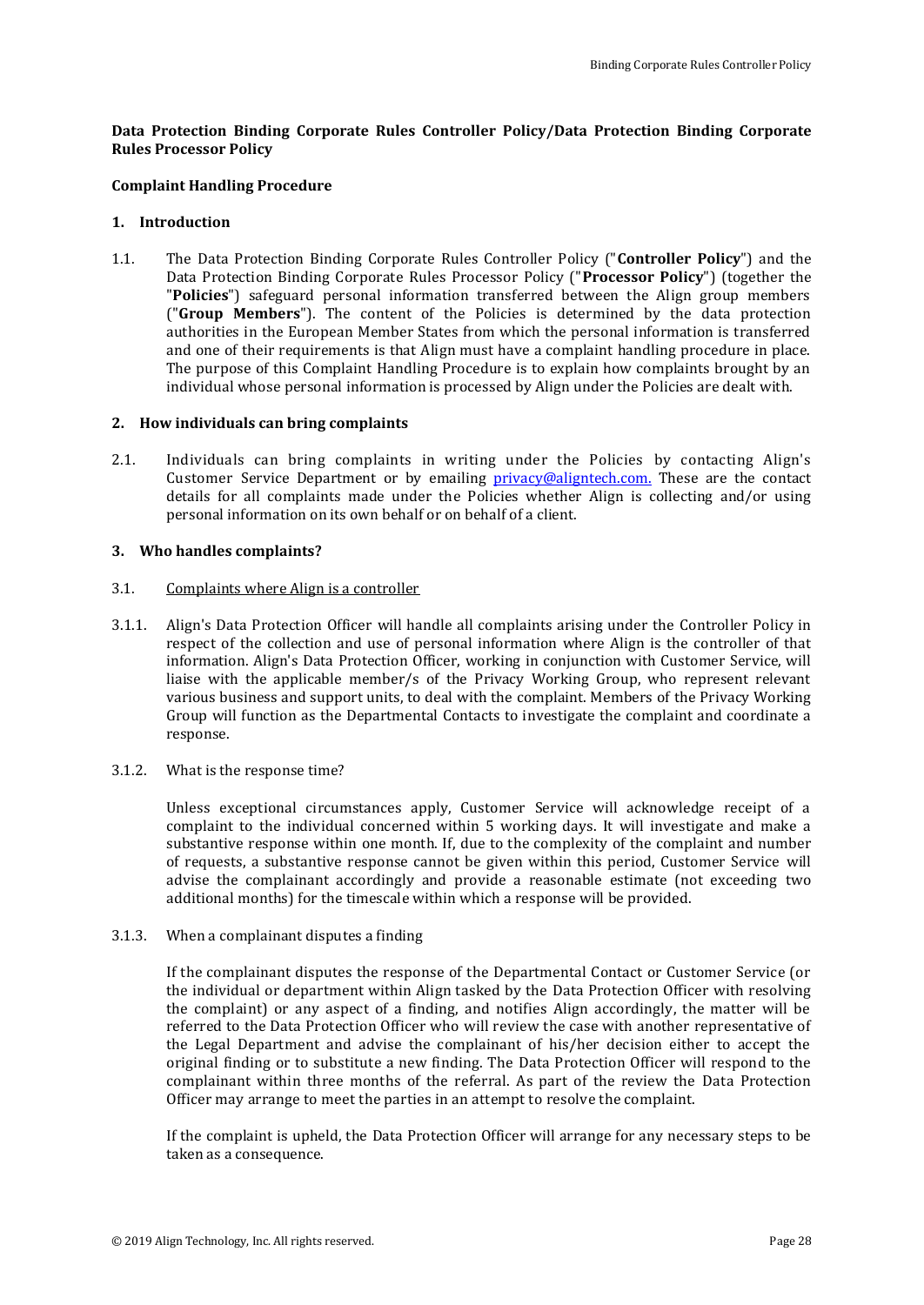**Data Protection Binding Corporate Rules Controller Policy/Data Protection Binding Corporate Rules Processor Policy**

**Complaint Handling Procedure**

## 1. Introduction

1.1. The Data Protection Binding Corporate Rules Controller Policy ("**Controller Policy**") and the Data Protection Binding Corporate Rules Processor Policy ("**Processor Policy**") (together the "**Policies**") safeguard personal information transferred between the Align group members ("**Group Members**"). The content of the Policies is determined by the data protection authorities in the European Member States from which the personal information is transferred and one of their requirements is that Align must have a complaint handling procedure in place. The purpose of this Complaint Handling Procedure is to explain how complaints brought by an individual whose personal information is processed by Align under the Policies are dealt with.

## 2. How individuals can bring complaints

2.1. Individuals can bring complaints in writing under the Policies by contacting Align's Customer Service Department or by emailing privacy@aligntech.com. These are the contact details for all complaints made under the Policies whether Align is collecting and/or using personal information on its own behalf or on behalf of a client.

## 3. Who handles complaints?

3.1. Complaints where Align is a controller

3.1.1. Align's Data Protection Officer will handle all complaints arising under the Controller Policy in respect of the collection and use of personal information where Align is the controller of that information. Align's Data Protection Officer, working in conjunction with Customer Service, will liaise with the applicable member/s of the Privacy Working Group, who represent relevant various business and support units, to deal with the complaint. Members of the Privacy Working Group will function as the Departmental Contacts to investigate the complaint and coordinate a response.

3.1.2. What is the response time?

Unless exceptional circumstances apply, Customer Service will acknowledge receipt of a complaint to the individual concerned within 5 working days. It will investigate and make a substantive response within one month. If, due to the complexity of the complaint and number of requests, a substantive response cannot be given within this period, Customer Service will advise the complainant accordingly and provide a reasonable estimate (not exceeding two additional months) for the timescale within which a response will be provided.

3.1.3. When a complainant disputes a finding

If the complainant disputes the response of the Departmental Contact or Customer Service (or the individual or department within Align tasked by the Data Protection Officer with resolving the complaint) or any aspect of a finding, and notifies Align accordingly, the matter will be referred to the Data Protection Officer who will review the case with another representative of the Legal Department and advise the complainant of his/her decision either to accept the original finding or to substitute a new finding. The Data Protection Officer will respond to the complainant within three months of the referral. As part of the review the Data Protection Officer may arrange to meet the parties in an attempt to resolve the complaint.

If the complaint is upheld, the Data Protection Officer will arrange for any necessary steps to be taken as a consequence.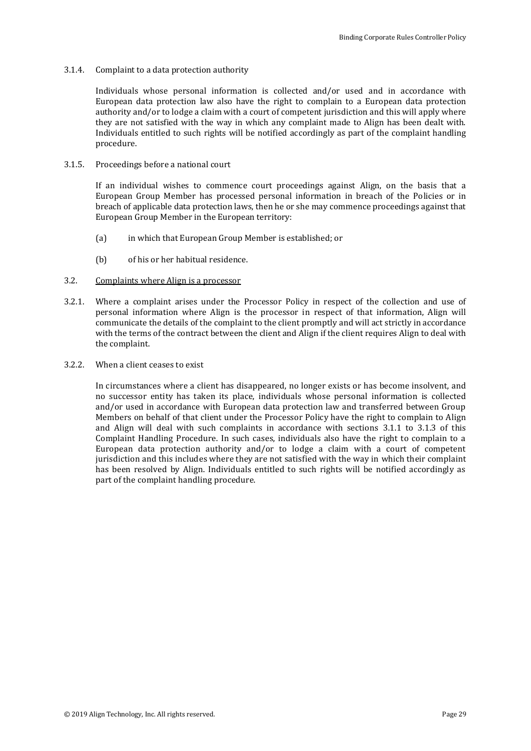3.1.4. Complaint to a data protection authority

Individuals whose personal information is collected and/or used and in accordance with European data protection law also have the right to complain to a European data protection authority and/or to lodge a claim with a court of competent jurisdiction and this will apply where they are not satisfied with the way in which any complaint made to Align has been dealt with. Individuals entitled to such rights will be notified accordingly as part of the complaint handling procedure.

3.1.5. Proceedings before a national court

If an individual wishes to commence court proceedings against Align, on the basis that a European Group Member has processed personal information in breach of the Policies or in breach of applicable data protection laws, then he or she may commence proceedings against that European Group Member in the European territory:

(a) in which that European Group Member is established; or

(b) of his or her habitual residence.

3.2. <u>Complaints where Align is a processor</u>

3.2.1. Where a complaint arises under the Processor Policy in respect of the collection and use of personal information where Align is the processor in respect of that information, Align will communicate the details of the complaint to the client promptly and will act strictly in accordance with the terms of the contract between the client and Align if the client requires Align to deal with the complaint.

3.2.2. When a client ceases to exist

In circumstances where a client has disappeared, no longer exists or has become insolvent, and no successor entity has taken its place, individuals whose personal information is collected and/or used in accordance with European data protection law and transferred between Group Members on behalf of that client under the Processor Policy have the right to complain to Align and Align will deal with such complaints in accordance with sections 3.1.1 to 3.1.3 of this Complaint Handling Procedure. In such cases, individuals also have the right to complain to a European data protection authority and/or to lodge a claim with a court of competent jurisdiction and this includes where they are not satisfied with the way in which their complaint has been resolved by Align. Individuals entitled to such rights will be notified accordingly as part of the complaint handling procedure.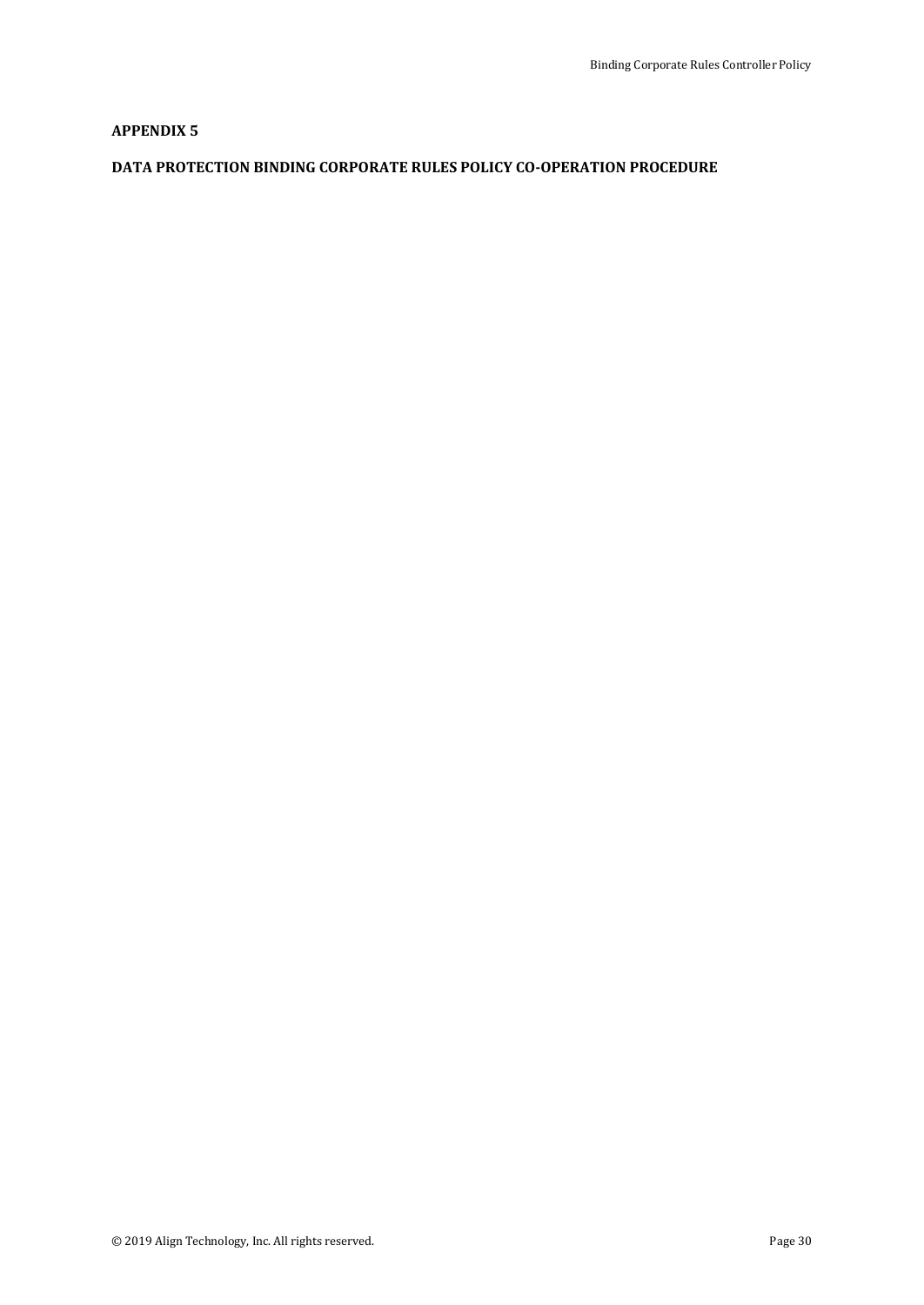## APPENDIX 5

## DATA PROTECTION BINDING CORPORATE RULES POLICY CO-OPERATION PROCEDURE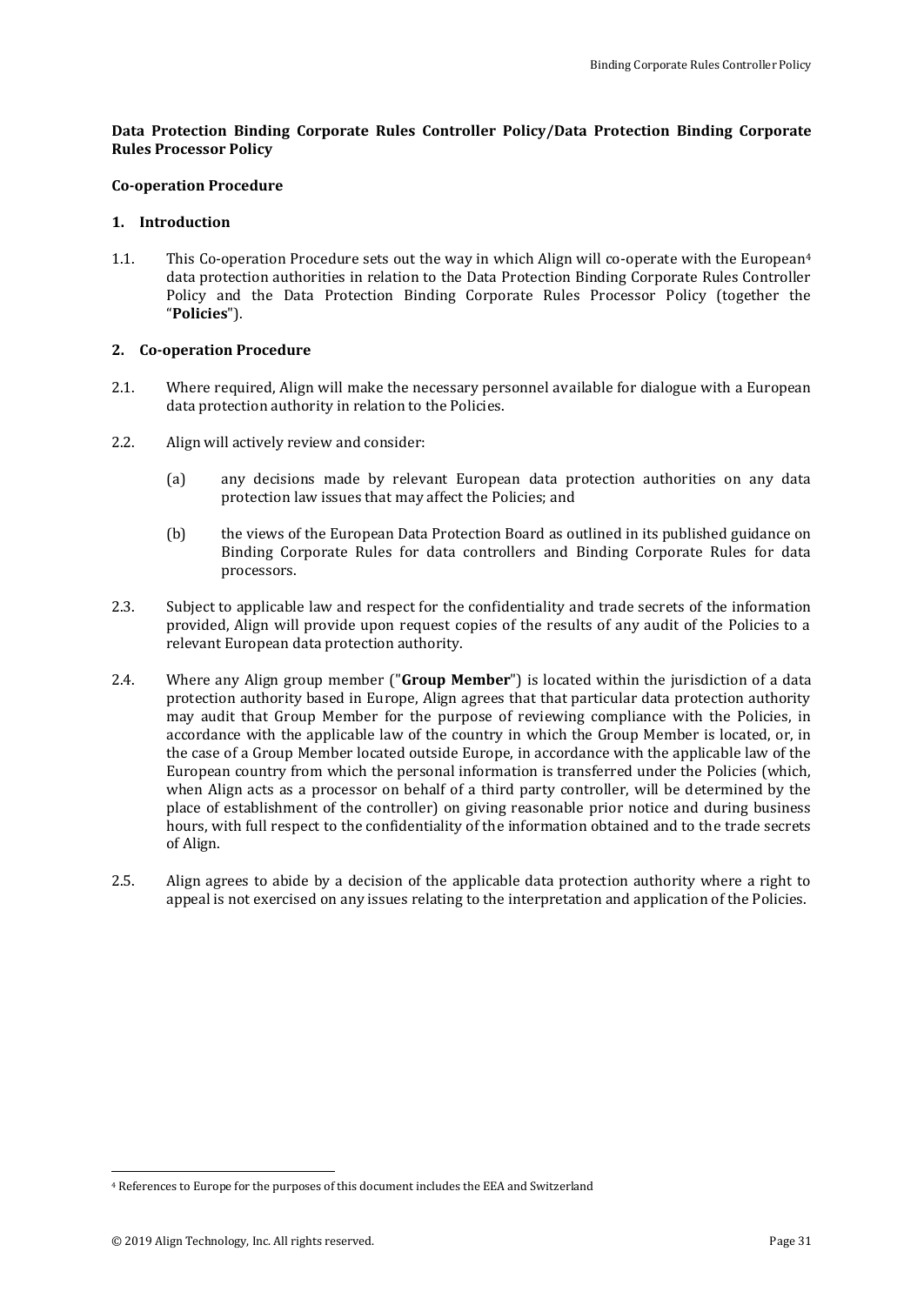**Data Protection Binding Corporate Rules Controller Policy/Data Protection Binding Corporate Rules Processor Policy**

**Co-operation Procedure**

**1. Introduction**

1.1. This Co-operation Procedure sets out the way in which Align will co-operate with the European[4] data protection authorities in relation to the Data Protection Binding Corporate Rules Controller Policy and the Data Protection Binding Corporate Rules Processor Policy (together the "**Policies**").

**2. Co-operation Procedure**

2.1. Where required, Align will make the necessary personnel available for dialogue with a European data protection authority in relation to the Policies.

2.2. Align will actively review and consider:

(a) any decisions made by relevant European data protection authorities on any data protection law issues that may affect the Policies; and

(b) the views of the European Data Protection Board as outlined in its published guidance on Binding Corporate Rules for data controllers and Binding Corporate Rules for data processors.

2.3. Subject to applicable law and respect for the confidentiality and trade secrets of the information provided, Align will provide upon request copies of the results of any audit of the Policies to a relevant European data protection authority.

2.4. Where any Align group member ("**Group Member**") is located within the jurisdiction of a data protection authority based in Europe, Align agrees that that particular data protection authority may audit that Group Member for the purpose of reviewing compliance with the Policies, in accordance with the applicable law of the country in which the Group Member is located, or, in the case of a Group Member located outside Europe, in accordance with the applicable law of the European country from which the personal information is transferred under the Policies (which, when Align acts as a processor on behalf of a third party controller, will be determined by the place of establishment of the controller) on giving reasonable prior notice and during business hours, with full respect to the confidentiality of the information obtained and to the trade secrets of Align.

2.5. Align agrees to abide by a decision of the applicable data protection authority where a right to appeal is not exercised on any issues relating to the interpretation and application of the Policies.

[4] References to Europe for the purposes of this document includes the EEA and Switzerland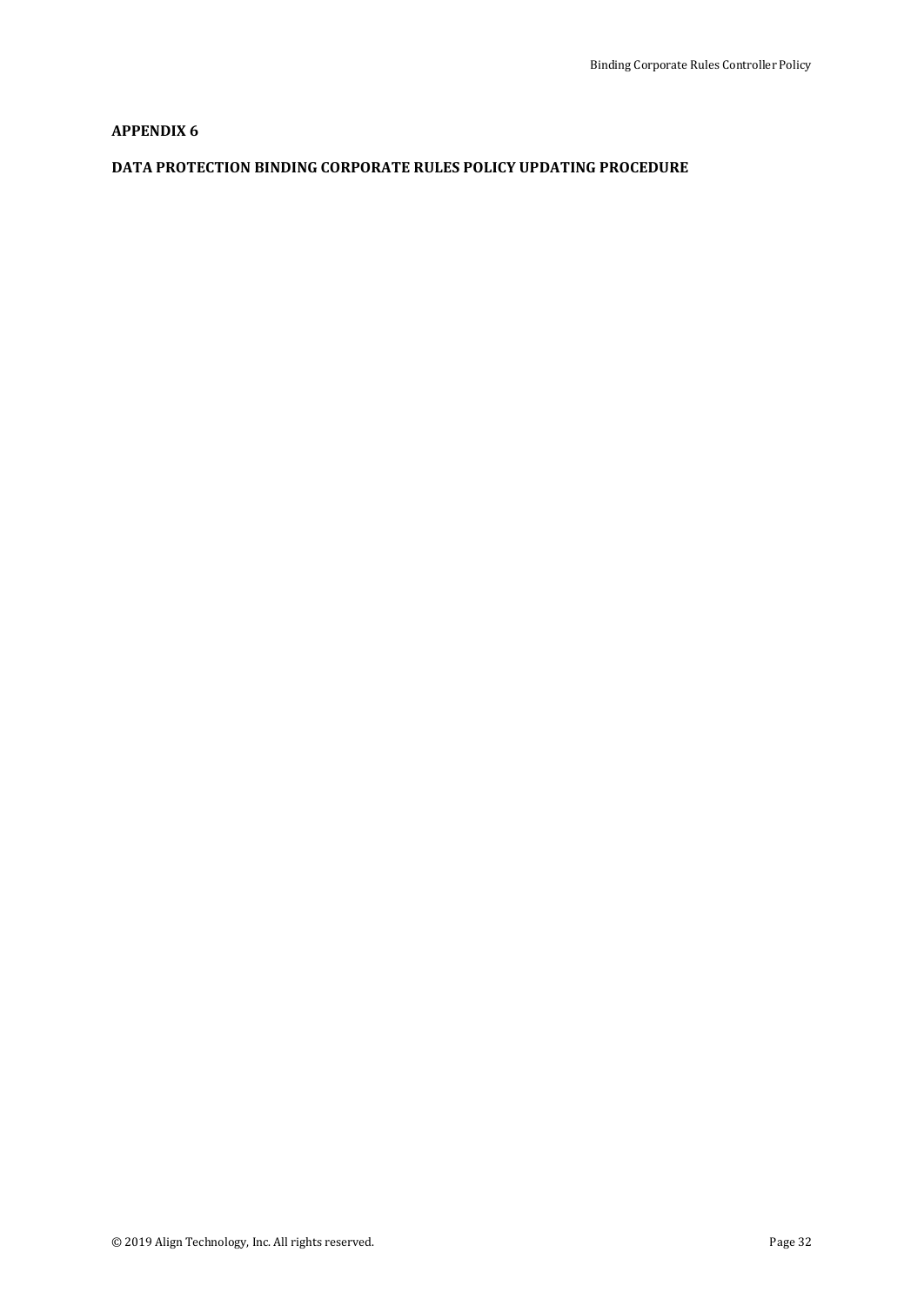## APPENDIX 6

## DATA PROTECTION BINDING CORPORATE RULES POLICY UPDATING PROCEDURE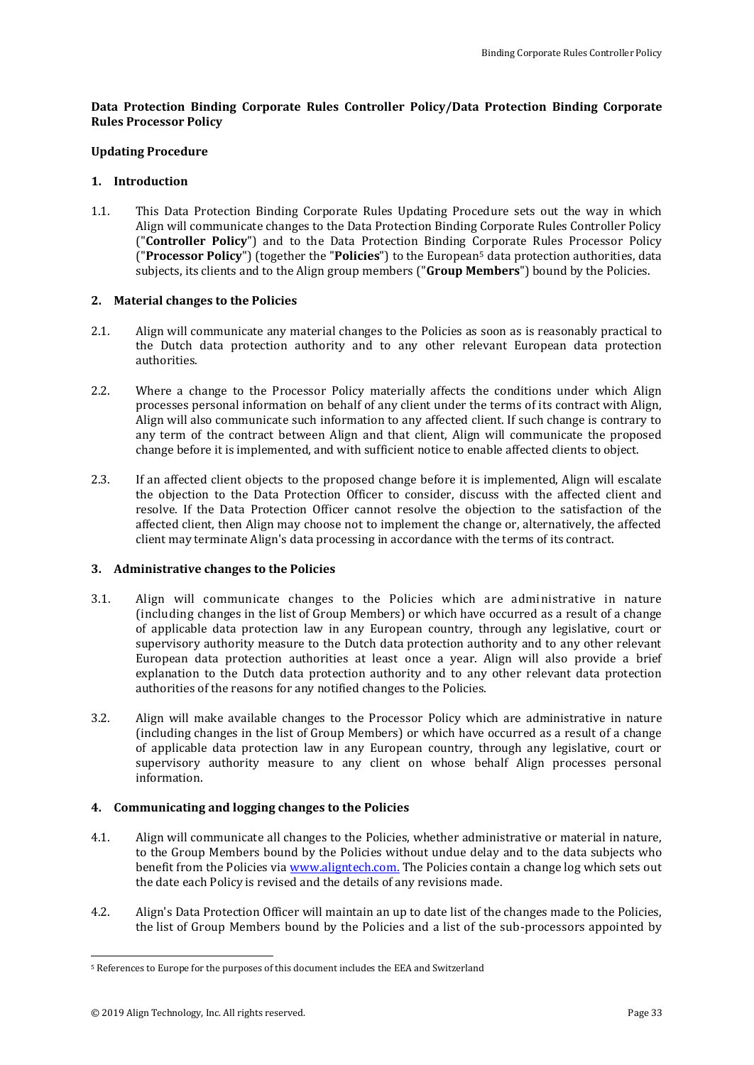**Data Protection Binding Corporate Rules Controller Policy/Data Protection Binding Corporate Rules Processor Policy**

**Updating Procedure**

**1. Introduction**

1.1. This Data Protection Binding Corporate Rules Updating Procedure sets out the way in which Align will communicate changes to the Data Protection Binding Corporate Rules Controller Policy ("**Controller Policy**") and to the Data Protection Binding Corporate Rules Processor Policy ("**Processor Policy**") (together the "**Policies**") to the European[5] data protection authorities, data subjects, its clients and to the Align group members ("**Group Members**") bound by the Policies.

**2. Material changes to the Policies**

2.1. Align will communicate any material changes to the Policies as soon as is reasonably practical to the Dutch data protection authority and to any other relevant European data protection authorities.

2.2. Where a change to the Processor Policy materially affects the conditions under which Align processes personal information on behalf of any client under the terms of its contract with Align, Align will also communicate such information to any affected client. If such change is contrary to any term of the contract between Align and that client, Align will communicate the proposed change before it is implemented, and with sufficient notice to enable affected clients to object.

2.3. If an affected client objects to the proposed change before it is implemented, Align will escalate the objection to the Data Protection Officer to consider, discuss with the affected client and resolve. If the Data Protection Officer cannot resolve the objection to the satisfaction of the affected client, then Align may choose not to implement the change or, alternatively, the affected client may terminate Align's data processing in accordance with the terms of its contract.

**3. Administrative changes to the Policies**

3.1. Align will communicate changes to the Policies which are administrative in nature (including changes in the list of Group Members) or which have occurred as a result of a change of applicable data protection law in any European country, through any legislative, court or supervisory authority measure to the Dutch data protection authority and to any other relevant European data protection authorities at least once a year. Align will also provide a brief explanation to the Dutch data protection authority and to any other relevant data protection authorities of the reasons for any notified changes to the Policies.

3.2. Align will make available changes to the Processor Policy which are administrative in nature (including changes in the list of Group Members) or which have occurred as a result of a change of applicable data protection law in any European country, through any legislative, court or supervisory authority measure to any client on whose behalf Align processes personal information.

**4. Communicating and logging changes to the Policies**

4.1. Align will communicate all changes to the Policies, whether administrative or material in nature, to the Group Members bound by the Policies without undue delay and to the data subjects who benefit from the Policies via www.aligntech.com. The Policies contain a change log which sets out the date each Policy is revised and the details of any revisions made.

4.2. Align's Data Protection Officer will maintain an up to date list of the changes made to the Policies, the list of Group Members bound by the Policies and a list of the sub-processors appointed by

[5] References to Europe for the purposes of this document includes the EEA and Switzerland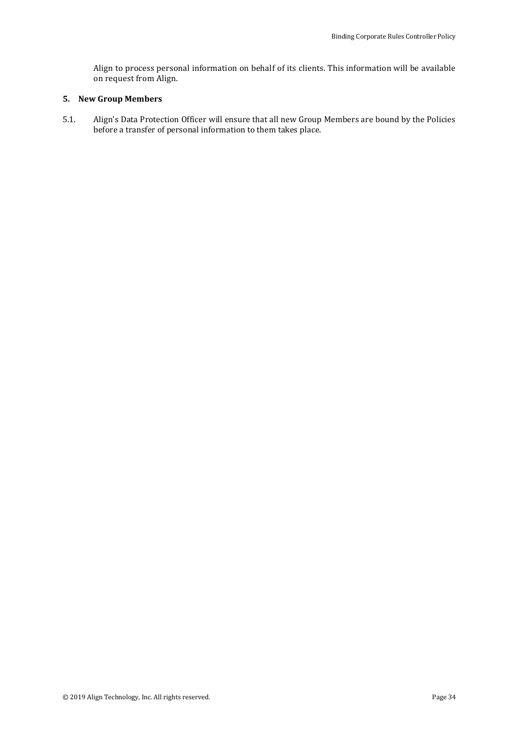Align to process personal information on behalf of its clients. This information will be available on request from Align.

## 5. New Group Members

5.1. Align's Data Protection Officer will ensure that all new Group Members are bound by the Policies before a transfer of personal information to them takes place.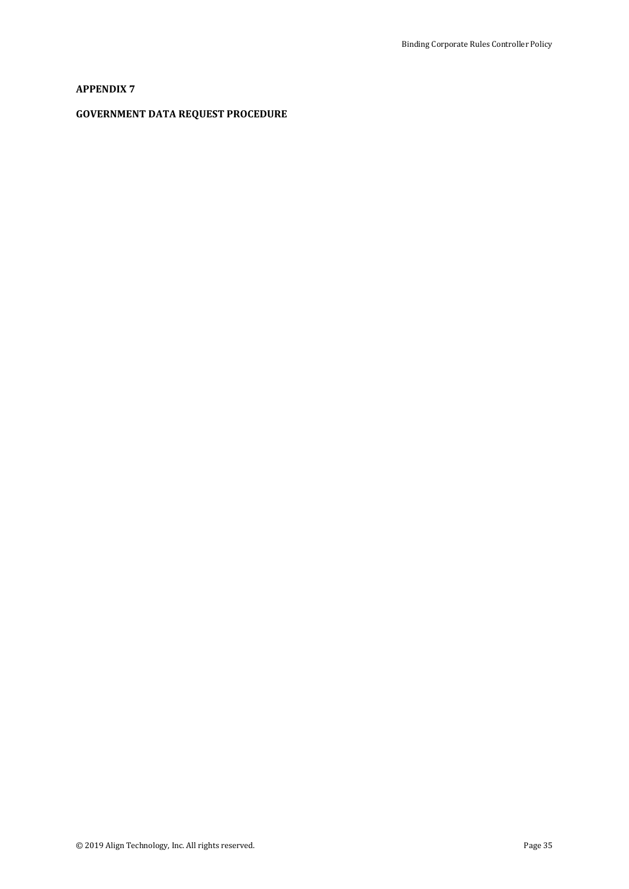## APPENDIX 7

## GOVERNMENT DATA REQUEST PROCEDURE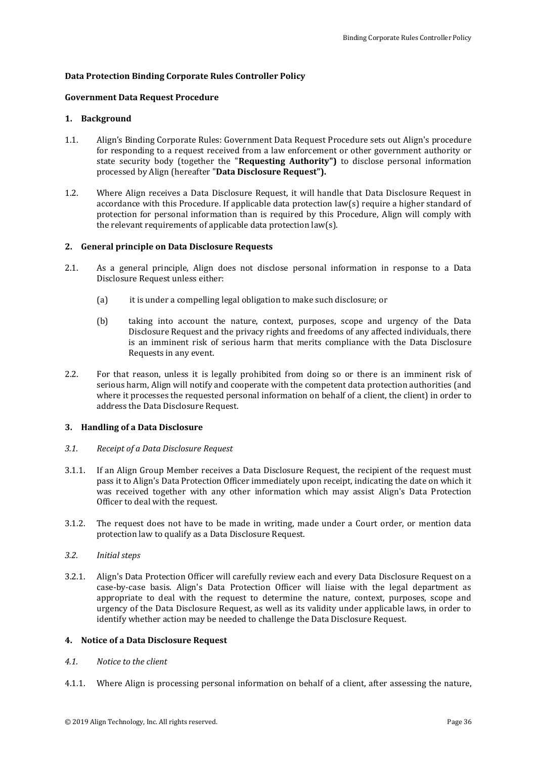**Data Protection Binding Corporate Rules Controller Policy**

**Government Data Request Procedure**

**1. Background**

1.1. Align's Binding Corporate Rules: Government Data Request Procedure sets out Align's procedure for responding to a request received from a law enforcement or other government authority or state security body (together the "**Requesting Authority")** to disclose personal information processed by Align (hereafter "**Data Disclosure Request").**

1.2. Where Align receives a Data Disclosure Request, it will handle that Data Disclosure Request in accordance with this Procedure. If applicable data protection law(s) require a higher standard of protection for personal information than is required by this Procedure, Align will comply with the relevant requirements of applicable data protection law(s).

**2. General principle on Data Disclosure Requests**

2.1. As a general principle, Align does not disclose personal information in response to a Data Disclosure Request unless either:

(a) it is under a compelling legal obligation to make such disclosure; or

(b) taking into account the nature, context, purposes, scope and urgency of the Data Disclosure Request and the privacy rights and freedoms of any affected individuals, there is an imminent risk of serious harm that merits compliance with the Data Disclosure Requests in any event.

2.2. For that reason, unless it is legally prohibited from doing so or there is an imminent risk of serious harm, Align will notify and cooperate with the competent data protection authorities (and where it processes the requested personal information on behalf of a client, the client) in order to address the Data Disclosure Request.

**3. Handling of a Data Disclosure**

*3.1. Receipt of a Data Disclosure Request*

3.1.1. If an Align Group Member receives a Data Disclosure Request, the recipient of the request must pass it to Align's Data Protection Officer immediately upon receipt, indicating the date on which it was received together with any other information which may assist Align's Data Protection Officer to deal with the request.

3.1.2. The request does not have to be made in writing, made under a Court order, or mention data protection law to qualify as a Data Disclosure Request.

*3.2. Initial steps*

3.2.1. Align's Data Protection Officer will carefully review each and every Data Disclosure Request on a case-by-case basis. Align's Data Protection Officer will liaise with the legal department as appropriate to deal with the request to determine the nature, context, purposes, scope and urgency of the Data Disclosure Request, as well as its validity under applicable laws, in order to identify whether action may be needed to challenge the Data Disclosure Request.

**4. Notice of a Data Disclosure Request**

*4.1. Notice to the client*

4.1.1. Where Align is processing personal information on behalf of a client, after assessing the nature,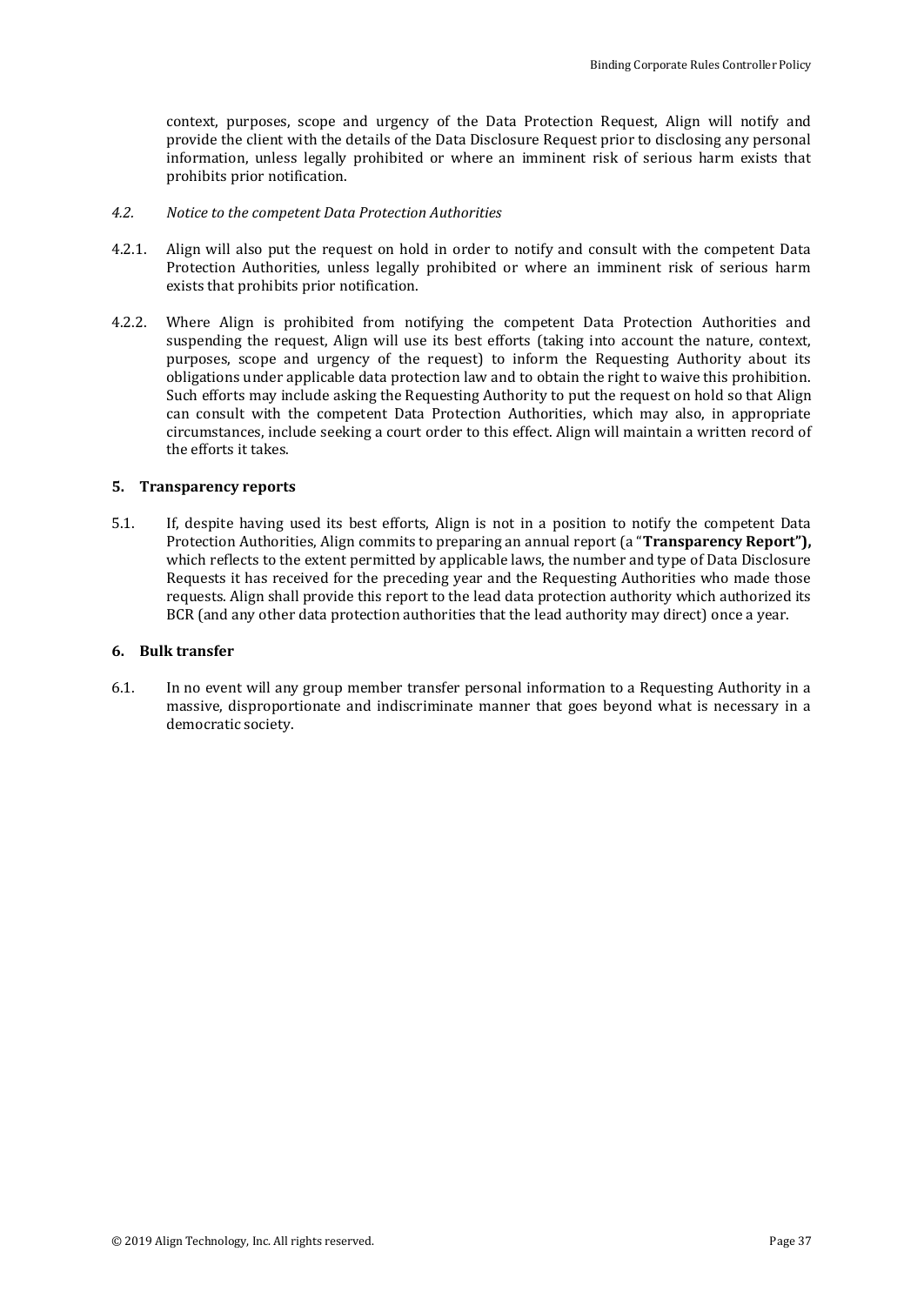context, purposes, scope and urgency of the Data Protection Request, Align will notify and provide the client with the details of the Data Disclosure Request prior to disclosing any personal information, unless legally prohibited or where an imminent risk of serious harm exists that prohibits prior notification.

*4.2. Notice to the competent Data Protection Authorities*

4.2.1. Align will also put the request on hold in order to notify and consult with the competent Data Protection Authorities, unless legally prohibited or where an imminent risk of serious harm exists that prohibits prior notification.

4.2.2. Where Align is prohibited from notifying the competent Data Protection Authorities and suspending the request, Align will use its best efforts (taking into account the nature, context, purposes, scope and urgency of the request) to inform the Requesting Authority about its obligations under applicable data protection law and to obtain the right to waive this prohibition. Such efforts may include asking the Requesting Authority to put the request on hold so that Align can consult with the competent Data Protection Authorities, which may also, in appropriate circumstances, include seeking a court order to this effect. Align will maintain a written record of the efforts it takes.

### 5. Transparency reports

5.1. If, despite having used its best efforts, Align is not in a position to notify the competent Data Protection Authorities, Align commits to preparing an annual report (a "**Transparency Report"),** which reflects to the extent permitted by applicable laws, the number and type of Data Disclosure Requests it has received for the preceding year and the Requesting Authorities who made those requests. Align shall provide this report to the lead data protection authority which authorized its BCR (and any other data protection authorities that the lead authority may direct) once a year.

### 6. Bulk transfer

6.1. In no event will any group member transfer personal information to a Requesting Authority in a massive, disproportionate and indiscriminate manner that goes beyond what is necessary in a democratic society.